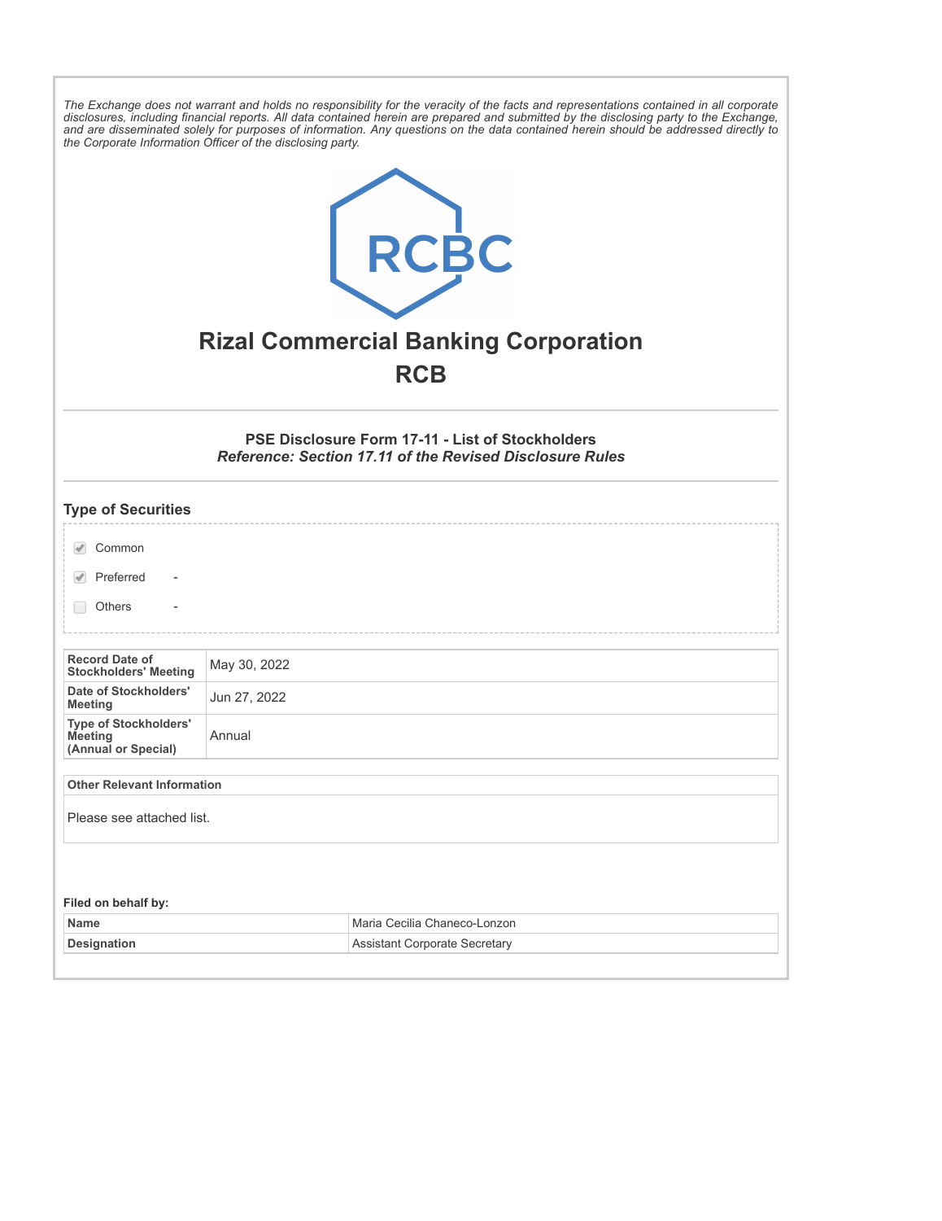*The Exchange does not warrant and holds no responsibility for the veracity of the facts and representations contained in all corporate disclosures, including financial reports. All data contained herein are prepared and submitted by the disclosing party to the Exchange, and are disseminated solely for purposes of information. Any questions on the data contained herein should be addressed directly to the Corporate Information Officer of the disclosing party.*

# Rizal Commercial Banking Corporation

## RCB

### PSE Disclosure Form 17-11 - List of Stockholders

***Reference: Section 17.11 of the Revised Disclosure Rules***

### Type of Securities

- [x] Common
- [x] Preferred -
- [ ] Others -

| | |
|---|---|
| **Record Date of Stockholders' Meeting** | May 30, 2022 |
| **Date of Stockholders' Meeting** | Jun 27, 2022 |
| **Type of Stockholders' Meeting (Annual or Special)** | Annual |

**Other Relevant Information**

Please see attached list.

**Filed on behalf by:**

| | |
|---|---|
| **Name** | Maria Cecilia Chaneco-Lonzon |
| **Designation** | Assistant Corporate Secretary |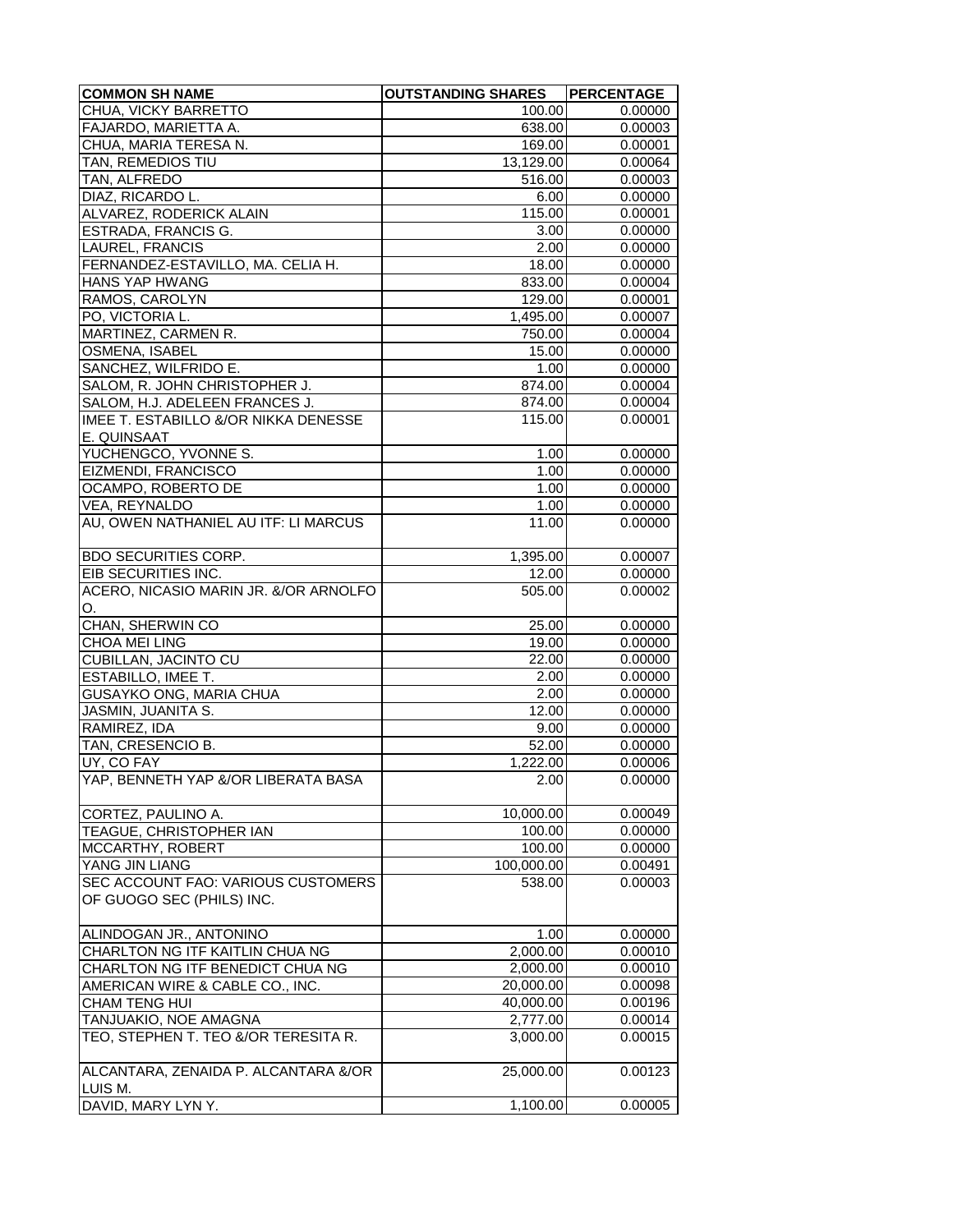| COMMON SH NAME | OUTSTANDING SHARES | PERCENTAGE |
|---|---|---|
| CHUA, VICKY BARRETTO | 100.00 | 0.00000 |
| FAJARDO, MARIETTA A. | 638.00 | 0.00003 |
| CHUA, MARIA TERESA N. | 169.00 | 0.00001 |
| TAN, REMEDIOS TIU | 13,129.00 | 0.00064 |
| TAN, ALFREDO | 516.00 | 0.00003 |
| DIAZ, RICARDO L. | 6.00 | 0.00000 |
| ALVAREZ, RODERICK ALAIN | 115.00 | 0.00001 |
| ESTRADA, FRANCIS G. | 3.00 | 0.00000 |
| LAUREL, FRANCIS | 2.00 | 0.00000 |
| FERNANDEZ-ESTAVILLO, MA. CELIA H. | 18.00 | 0.00000 |
| HANS YAP HWANG | 833.00 | 0.00004 |
| RAMOS, CAROLYN | 129.00 | 0.00001 |
| PO, VICTORIA L. | 1,495.00 | 0.00007 |
| MARTINEZ, CARMEN R. | 750.00 | 0.00004 |
| OSMENA, ISABEL | 15.00 | 0.00000 |
| SANCHEZ, WILFRIDO E. | 1.00 | 0.00000 |
| SALOM, R. JOHN CHRISTOPHER J. | 874.00 | 0.00004 |
| SALOM, H.J. ADELEEN FRANCES J. | 874.00 | 0.00004 |
| IMEE T. ESTABILLO &/OR NIKKA DENESSE E. QUINSAAT | 115.00 | 0.00001 |
| YUCHENGCO, YVONNE S. | 1.00 | 0.00000 |
| EIZMENDI, FRANCISCO | 1.00 | 0.00000 |
| OCAMPO, ROBERTO DE | 1.00 | 0.00000 |
| VEA, REYNALDO | 1.00 | 0.00000 |
| AU, OWEN NATHANIEL AU ITF: LI MARCUS | 11.00 | 0.00000 |
| BDO SECURITIES CORP. | 1,395.00 | 0.00007 |
| EIB SECURITIES INC. | 12.00 | 0.00000 |
| ACERO, NICASIO MARIN JR. &/OR ARNOLFO O. | 505.00 | 0.00002 |
| CHAN, SHERWIN CO | 25.00 | 0.00000 |
| CHOA MEI LING | 19.00 | 0.00000 |
| CUBILLAN, JACINTO CU | 22.00 | 0.00000 |
| ESTABILLO, IMEE T. | 2.00 | 0.00000 |
| GUSAYKO ONG, MARIA CHUA | 2.00 | 0.00000 |
| JASMIN, JUANITA S. | 12.00 | 0.00000 |
| RAMIREZ, IDA | 9.00 | 0.00000 |
| TAN, CRESENCIO B. | 52.00 | 0.00000 |
| UY, CO FAY | 1,222.00 | 0.00006 |
| YAP, BENNETH YAP &/OR LIBERATA BASA | 2.00 | 0.00000 |
| CORTEZ, PAULINO A. | 10,000.00 | 0.00049 |
| TEAGUE, CHRISTOPHER IAN | 100.00 | 0.00000 |
| MCCARTHY, ROBERT | 100.00 | 0.00000 |
| YANG JIN LIANG | 100,000.00 | 0.00491 |
| SEC ACCOUNT FAO: VARIOUS CUSTOMERS OF GUOGO SEC (PHILS) INC. | 538.00 | 0.00003 |
| ALINDOGAN JR., ANTONINO | 1.00 | 0.00000 |
| CHARLTON NG ITF KAITLIN CHUA NG | 2,000.00 | 0.00010 |
| CHARLTON NG ITF BENEDICT CHUA NG | 2,000.00 | 0.00010 |
| AMERICAN WIRE & CABLE CO., INC. | 20,000.00 | 0.00098 |
| CHAM TENG HUI | 40,000.00 | 0.00196 |
| TANJUAKIO, NOE AMAGNA | 2,777.00 | 0.00014 |
| TEO, STEPHEN T. TEO &/OR TERESITA R. | 3,000.00 | 0.00015 |
| ALCANTARA, ZENAIDA P. ALCANTARA &/OR LUIS M. | 25,000.00 | 0.00123 |
| DAVID, MARY LYN Y. | 1,100.00 | 0.00005 |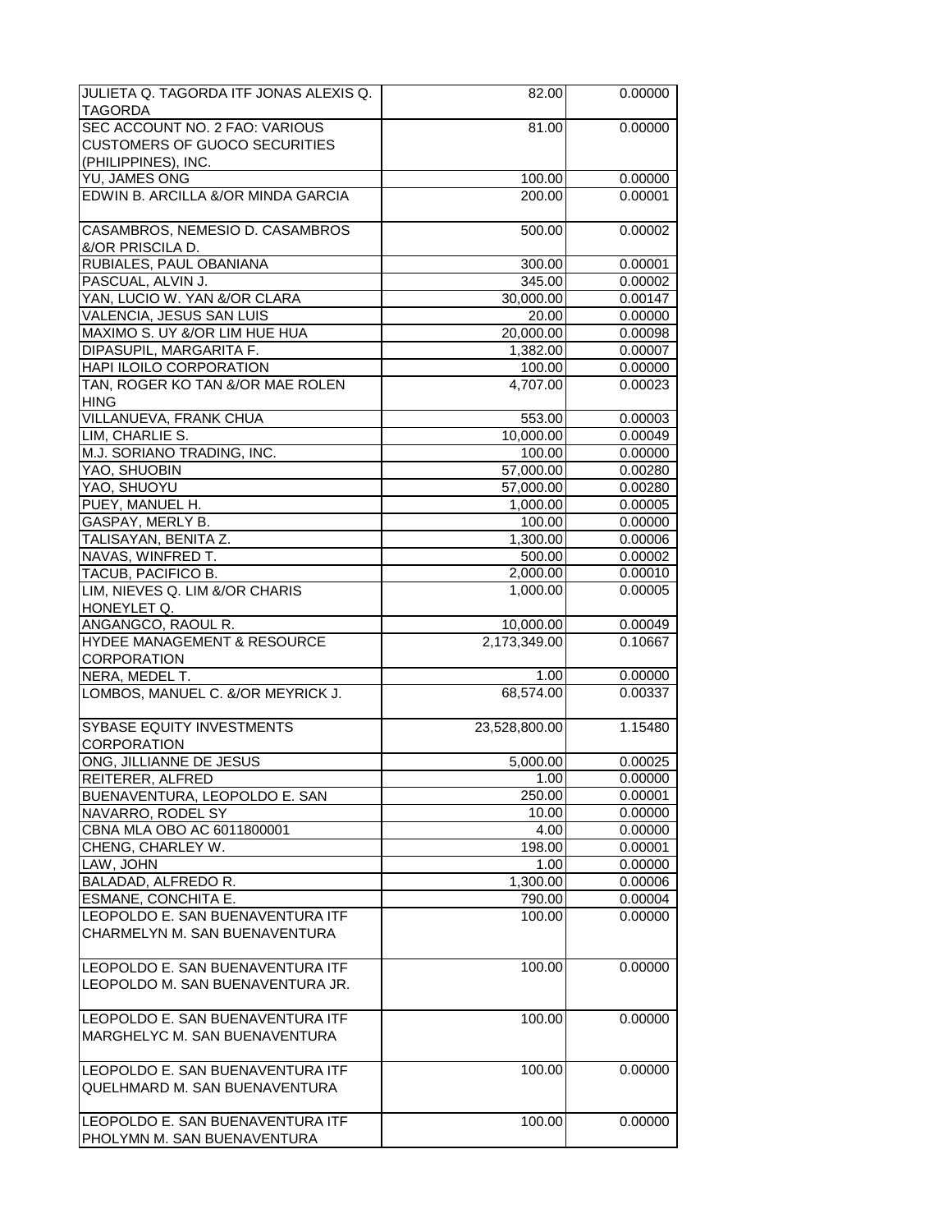| | | |
|---|---|---|
| JULIETA Q. TAGORDA ITF JONAS ALEXIS Q. TAGORDA | 82.00 | 0.00000 |
| SEC ACCOUNT NO. 2 FAO: VARIOUS CUSTOMERS OF GUOCO SECURITIES (PHILIPPINES), INC. | 81.00 | 0.00000 |
| YU, JAMES ONG | 100.00 | 0.00000 |
| EDWIN B. ARCILLA &/OR MINDA GARCIA | 200.00 | 0.00001 |
| CASAMBROS, NEMESIO D. CASAMBROS &/OR PRISCILA D. | 500.00 | 0.00002 |
| RUBIALES, PAUL OBANIANA | 300.00 | 0.00001 |
| PASCUAL, ALVIN J. | 345.00 | 0.00002 |
| YAN, LUCIO W. YAN &/OR CLARA | 30,000.00 | 0.00147 |
| VALENCIA, JESUS SAN LUIS | 20.00 | 0.00000 |
| MAXIMO S. UY &/OR LIM HUE HUA | 20,000.00 | 0.00098 |
| DIPASUPIL, MARGARITA F. | 1,382.00 | 0.00007 |
| HAPI ILOILO CORPORATION | 100.00 | 0.00000 |
| TAN, ROGER KO TAN &/OR MAE ROLEN HING | 4,707.00 | 0.00023 |
| VILLANUEVA, FRANK CHUA | 553.00 | 0.00003 |
| LIM, CHARLIE S. | 10,000.00 | 0.00049 |
| M.J. SORIANO TRADING, INC. | 100.00 | 0.00000 |
| YAO, SHUOBIN | 57,000.00 | 0.00280 |
| YAO, SHUOYU | 57,000.00 | 0.00280 |
| PUEY, MANUEL H. | 1,000.00 | 0.00005 |
| GASPAY, MERLY B. | 100.00 | 0.00000 |
| TALISAYAN, BENITA Z. | 1,300.00 | 0.00006 |
| NAVAS, WINFRED T. | 500.00 | 0.00002 |
| TACUB, PACIFICO B. | 2,000.00 | 0.00010 |
| LIM, NIEVES Q. LIM &/OR CHARIS HONEYLET Q. | 1,000.00 | 0.00005 |
| ANGANGCO, RAOUL R. | 10,000.00 | 0.00049 |
| HYDEE MANAGEMENT & RESOURCE CORPORATION | 2,173,349.00 | 0.10667 |
| NERA, MEDEL T. | 1.00 | 0.00000 |
| LOMBOS, MANUEL C. &/OR MEYRICK J. | 68,574.00 | 0.00337 |
| SYBASE EQUITY INVESTMENTS CORPORATION | 23,528,800.00 | 1.15480 |
| ONG, JILLIANNE DE JESUS | 5,000.00 | 0.00025 |
| REITERER, ALFRED | 1.00 | 0.00000 |
| BUENAVENTURA, LEOPOLDO E. SAN | 250.00 | 0.00001 |
| NAVARRO, RODEL SY | 10.00 | 0.00000 |
| CBNA MLA OBO AC 6011800001 | 4.00 | 0.00000 |
| CHENG, CHARLEY W. | 198.00 | 0.00001 |
| LAW, JOHN | 1.00 | 0.00000 |
| BALADAD, ALFREDO R. | 1,300.00 | 0.00006 |
| ESMANE, CONCHITA E. | 790.00 | 0.00004 |
| LEOPOLDO E. SAN BUENAVENTURA ITF CHARMELYN M. SAN BUENAVENTURA | 100.00 | 0.00000 |
| LEOPOLDO E. SAN BUENAVENTURA ITF LEOPOLDO M. SAN BUENAVENTURA JR. | 100.00 | 0.00000 |
| LEOPOLDO E. SAN BUENAVENTURA ITF MARGHELYC M. SAN BUENAVENTURA | 100.00 | 0.00000 |
| LEOPOLDO E. SAN BUENAVENTURA ITF QUELHMARD M. SAN BUENAVENTURA | 100.00 | 0.00000 |
| LEOPOLDO E. SAN BUENAVENTURA ITF PHOLYMN M. SAN BUENAVENTURA | 100.00 | 0.00000 |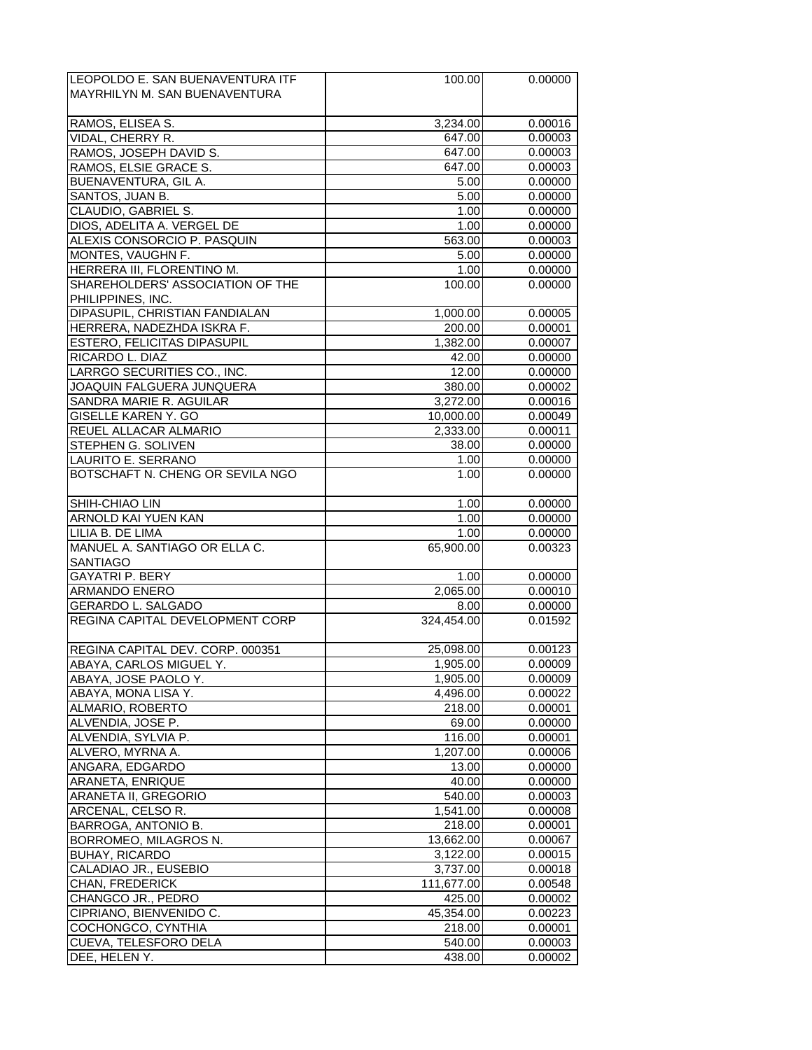| | | |
|---|---|---|
| LEOPOLDO E. SAN BUENAVENTURA ITF MAYRHILYN M. SAN BUENAVENTURA | 100.00 | 0.00000 |
| RAMOS, ELISEA S. | 3,234.00 | 0.00016 |
| VIDAL, CHERRY R. | 647.00 | 0.00003 |
| RAMOS, JOSEPH DAVID S. | 647.00 | 0.00003 |
| RAMOS, ELSIE GRACE S. | 647.00 | 0.00003 |
| BUENAVENTURA, GIL A. | 5.00 | 0.00000 |
| SANTOS, JUAN B. | 5.00 | 0.00000 |
| CLAUDIO, GABRIEL S. | 1.00 | 0.00000 |
| DIOS, ADELITA A. VERGEL DE | 1.00 | 0.00000 |
| ALEXIS CONSORCIO P. PASQUIN | 563.00 | 0.00003 |
| MONTES, VAUGHN F. | 5.00 | 0.00000 |
| HERRERA III, FLORENTINO M. | 1.00 | 0.00000 |
| SHAREHOLDERS' ASSOCIATION OF THE PHILIPPINES, INC. | 100.00 | 0.00000 |
| DIPASUPIL, CHRISTIAN FANDIALAN | 1,000.00 | 0.00005 |
| HERRERA, NADEZHDA ISKRA F. | 200.00 | 0.00001 |
| ESTERO, FELICITAS DIPASUPIL | 1,382.00 | 0.00007 |
| RICARDO L. DIAZ | 42.00 | 0.00000 |
| LARRGO SECURITIES CO., INC. | 12.00 | 0.00000 |
| JOAQUIN FALGUERA JUNQUERA | 380.00 | 0.00002 |
| SANDRA MARIE R. AGUILAR | 3,272.00 | 0.00016 |
| GISELLE KAREN Y. GO | 10,000.00 | 0.00049 |
| REUEL ALLACAR ALMARIO | 2,333.00 | 0.00011 |
| STEPHEN G. SOLIVEN | 38.00 | 0.00000 |
| LAURITO E. SERRANO | 1.00 | 0.00000 |
| BOTSCHAFT N. CHENG OR SEVILA NGO | 1.00 | 0.00000 |
| SHIH-CHIAO LIN | 1.00 | 0.00000 |
| ARNOLD KAI YUEN KAN | 1.00 | 0.00000 |
| LILIA B. DE LIMA | 1.00 | 0.00000 |
| MANUEL A. SANTIAGO OR ELLA C. SANTIAGO | 65,900.00 | 0.00323 |
| GAYATRI P. BERY | 1.00 | 0.00000 |
| ARMANDO ENERO | 2,065.00 | 0.00010 |
| GERARDO L. SALGADO | 8.00 | 0.00000 |
| REGINA CAPITAL DEVELOPMENT CORP | 324,454.00 | 0.01592 |
| REGINA CAPITAL DEV. CORP. 000351 | 25,098.00 | 0.00123 |
| ABAYA, CARLOS MIGUEL Y. | 1,905.00 | 0.00009 |
| ABAYA, JOSE PAOLO Y. | 1,905.00 | 0.00009 |
| ABAYA, MONA LISA Y. | 4,496.00 | 0.00022 |
| ALMARIO, ROBERTO | 218.00 | 0.00001 |
| ALVENDIA, JOSE P. | 69.00 | 0.00000 |
| ALVENDIA, SYLVIA P. | 116.00 | 0.00001 |
| ALVERO, MYRNA A. | 1,207.00 | 0.00006 |
| ANGARA, EDGARDO | 13.00 | 0.00000 |
| ARANETA, ENRIQUE | 40.00 | 0.00000 |
| ARANETA II, GREGORIO | 540.00 | 0.00003 |
| ARCENAL, CELSO R. | 1,541.00 | 0.00008 |
| BARROGA, ANTONIO B. | 218.00 | 0.00001 |
| BORROMEO, MILAGROS N. | 13,662.00 | 0.00067 |
| BUHAY, RICARDO | 3,122.00 | 0.00015 |
| CALADIAO JR., EUSEBIO | 3,737.00 | 0.00018 |
| CHAN, FREDERICK | 111,677.00 | 0.00548 |
| CHANGCO JR., PEDRO | 425.00 | 0.00002 |
| CIPRIANO, BIENVENIDO C. | 45,354.00 | 0.00223 |
| COCHONGCO, CYNTHIA | 218.00 | 0.00001 |
| CUEVA, TELESFORO DELA | 540.00 | 0.00003 |
| DEE, HELEN Y. | 438.00 | 0.00002 |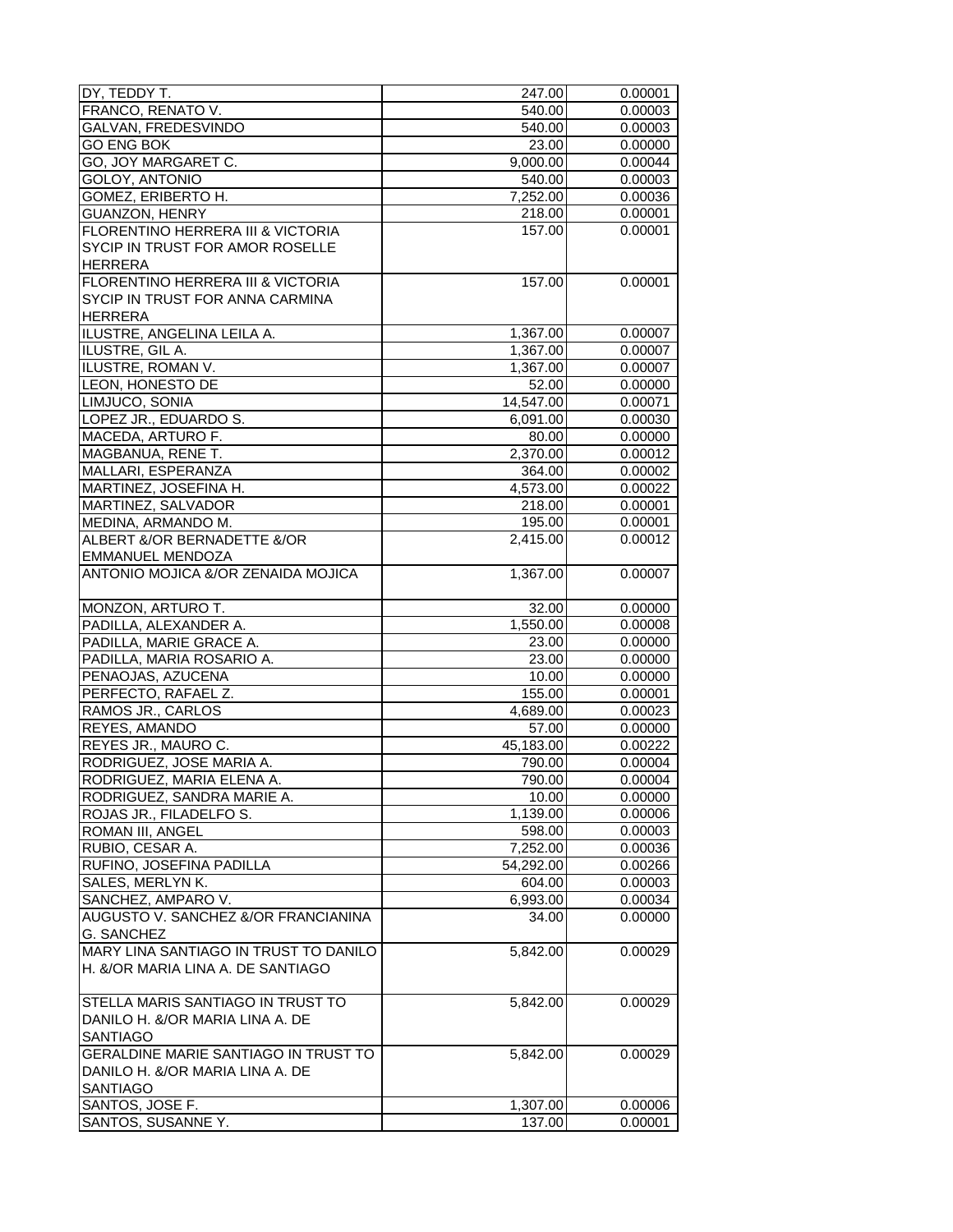| | | |
|---|---|---|
| DY, TEDDY T. | 247.00 | 0.00001 |
| FRANCO, RENATO V. | 540.00 | 0.00003 |
| GALVAN, FREDESVINDO | 540.00 | 0.00003 |
| GO ENG BOK | 23.00 | 0.00000 |
| GO, JOY MARGARET C. | 9,000.00 | 0.00044 |
| GOLOY, ANTONIO | 540.00 | 0.00003 |
| GOMEZ, ERIBERTO H. | 7,252.00 | 0.00036 |
| GUANZON, HENRY | 218.00 | 0.00001 |
| FLORENTINO HERRERA III & VICTORIA SYCIP IN TRUST FOR AMOR ROSELLE HERRERA | 157.00 | 0.00001 |
| FLORENTINO HERRERA III & VICTORIA SYCIP IN TRUST FOR ANNA CARMINA HERRERA | 157.00 | 0.00001 |
| ILUSTRE, ANGELINA LEILA A. | 1,367.00 | 0.00007 |
| ILUSTRE, GIL A. | 1,367.00 | 0.00007 |
| ILUSTRE, ROMAN V. | 1,367.00 | 0.00007 |
| LEON, HONESTO DE | 52.00 | 0.00000 |
| LIMJUCO, SONIA | 14,547.00 | 0.00071 |
| LOPEZ JR., EDUARDO S. | 6,091.00 | 0.00030 |
| MACEDA, ARTURO F. | 80.00 | 0.00000 |
| MAGBANUA, RENE T. | 2,370.00 | 0.00012 |
| MALLARI, ESPERANZA | 364.00 | 0.00002 |
| MARTINEZ, JOSEFINA H. | 4,573.00 | 0.00022 |
| MARTINEZ, SALVADOR | 218.00 | 0.00001 |
| MEDINA, ARMANDO M. | 195.00 | 0.00001 |
| ALBERT &/OR BERNADETTE &/OR EMMANUEL MENDOZA | 2,415.00 | 0.00012 |
| ANTONIO MOJICA &/OR ZENAIDA MOJICA | 1,367.00 | 0.00007 |
| MONZON, ARTURO T. | 32.00 | 0.00000 |
| PADILLA, ALEXANDER A. | 1,550.00 | 0.00008 |
| PADILLA, MARIE GRACE A. | 23.00 | 0.00000 |
| PADILLA, MARIA ROSARIO A. | 23.00 | 0.00000 |
| PENAOJAS, AZUCENA | 10.00 | 0.00000 |
| PERFECTO, RAFAEL Z. | 155.00 | 0.00001 |
| RAMOS JR., CARLOS | 4,689.00 | 0.00023 |
| REYES, AMANDO | 57.00 | 0.00000 |
| REYES JR., MAURO C. | 45,183.00 | 0.00222 |
| RODRIGUEZ, JOSE MARIA A. | 790.00 | 0.00004 |
| RODRIGUEZ, MARIA ELENA A. | 790.00 | 0.00004 |
| RODRIGUEZ, SANDRA MARIE A. | 10.00 | 0.00000 |
| ROJAS JR., FILADELFO S. | 1,139.00 | 0.00006 |
| ROMAN III, ANGEL | 598.00 | 0.00003 |
| RUBIO, CESAR A. | 7,252.00 | 0.00036 |
| RUFINO, JOSEFINA PADILLA | 54,292.00 | 0.00266 |
| SALES, MERLYN K. | 604.00 | 0.00003 |
| SANCHEZ, AMPARO V. | 6,993.00 | 0.00034 |
| AUGUSTO V. SANCHEZ &/OR FRANCIANINA G. SANCHEZ | 34.00 | 0.00000 |
| MARY LINA SANTIAGO IN TRUST TO DANILO H. &/OR MARIA LINA A. DE SANTIAGO | 5,842.00 | 0.00029 |
| STELLA MARIS SANTIAGO IN TRUST TO DANILO H. &/OR MARIA LINA A. DE SANTIAGO | 5,842.00 | 0.00029 |
| GERALDINE MARIE SANTIAGO IN TRUST TO DANILO H. &/OR MARIA LINA A. DE SANTIAGO | 5,842.00 | 0.00029 |
| SANTOS, JOSE F. | 1,307.00 | 0.00006 |
| SANTOS, SUSANNE Y. | 137.00 | 0.00001 |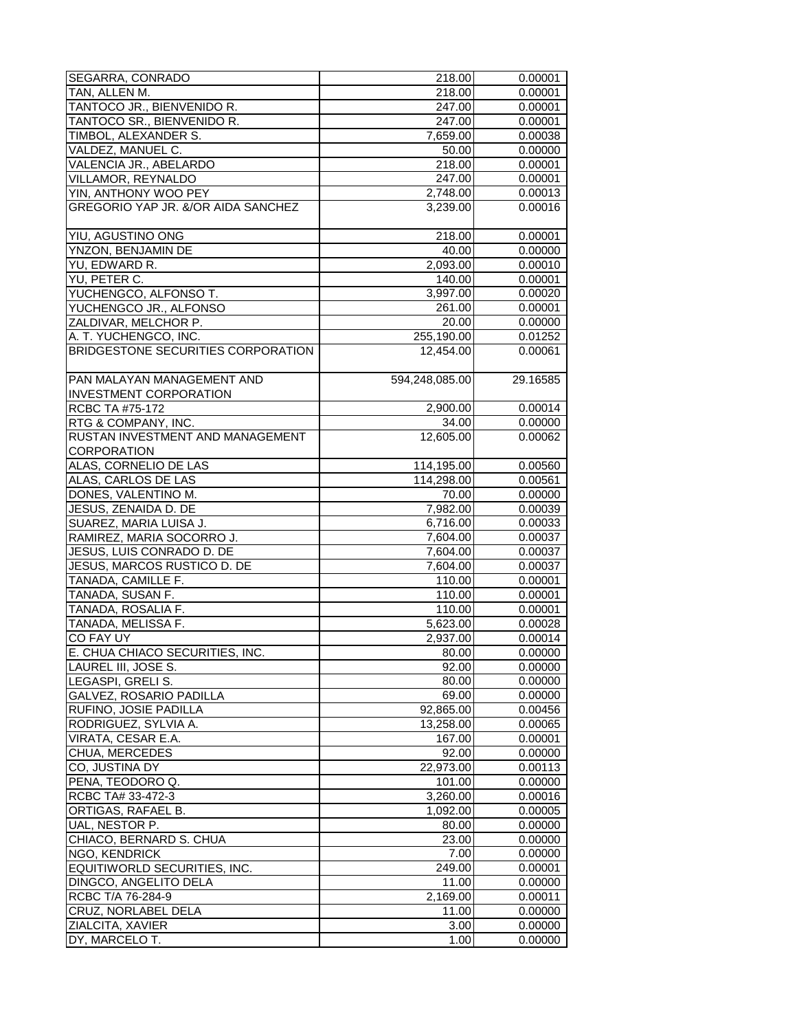| | | |
|---|---|---|
| SEGARRA, CONRADO | 218.00 | 0.00001 |
| TAN, ALLEN M. | 218.00 | 0.00001 |
| TANTOCO JR., BIENVENIDO R. | 247.00 | 0.00001 |
| TANTOCO SR., BIENVENIDO R. | 247.00 | 0.00001 |
| TIMBOL, ALEXANDER S. | 7,659.00 | 0.00038 |
| VALDEZ, MANUEL C. | 50.00 | 0.00000 |
| VALENCIA JR., ABELARDO | 218.00 | 0.00001 |
| VILLAMOR, REYNALDO | 247.00 | 0.00001 |
| YIN, ANTHONY WOO PEY | 2,748.00 | 0.00013 |
| GREGORIO YAP JR. &/OR AIDA SANCHEZ | 3,239.00 | 0.00016 |
| YIU, AGUSTINO ONG | 218.00 | 0.00001 |
| YNZON, BENJAMIN DE | 40.00 | 0.00000 |
| YU, EDWARD R. | 2,093.00 | 0.00010 |
| YU, PETER C. | 140.00 | 0.00001 |
| YUCHENGCO, ALFONSO T. | 3,997.00 | 0.00020 |
| YUCHENGCO JR., ALFONSO | 261.00 | 0.00001 |
| ZALDIVAR, MELCHOR P. | 20.00 | 0.00000 |
| A. T. YUCHENGCO, INC. | 255,190.00 | 0.01252 |
| BRIDGESTONE SECURITIES CORPORATION | 12,454.00 | 0.00061 |
| PAN MALAYAN MANAGEMENT AND INVESTMENT CORPORATION | 594,248,085.00 | 29.16585 |
| RCBC TA #75-172 | 2,900.00 | 0.00014 |
| RTG & COMPANY, INC. | 34.00 | 0.00000 |
| RUSTAN INVESTMENT AND MANAGEMENT CORPORATION | 12,605.00 | 0.00062 |
| ALAS, CORNELIO DE LAS | 114,195.00 | 0.00560 |
| ALAS, CARLOS DE LAS | 114,298.00 | 0.00561 |
| DONES, VALENTINO M. | 70.00 | 0.00000 |
| JESUS, ZENAIDA D. DE | 7,982.00 | 0.00039 |
| SUAREZ, MARIA LUISA J. | 6,716.00 | 0.00033 |
| RAMIREZ, MARIA SOCORRO J. | 7,604.00 | 0.00037 |
| JESUS, LUIS CONRADO D. DE | 7,604.00 | 0.00037 |
| JESUS, MARCOS RUSTICO D. DE | 7,604.00 | 0.00037 |
| TANADA, CAMILLE F. | 110.00 | 0.00001 |
| TANADA, SUSAN F. | 110.00 | 0.00001 |
| TANADA, ROSALIA F. | 110.00 | 0.00001 |
| TANADA, MELISSA F. | 5,623.00 | 0.00028 |
| CO FAY UY | 2,937.00 | 0.00014 |
| E. CHUA CHIACO SECURITIES, INC. | 80.00 | 0.00000 |
| LAUREL III, JOSE S. | 92.00 | 0.00000 |
| LEGASPI, GRELI S. | 80.00 | 0.00000 |
| GALVEZ, ROSARIO PADILLA | 69.00 | 0.00000 |
| RUFINO, JOSIE PADILLA | 92,865.00 | 0.00456 |
| RODRIGUEZ, SYLVIA A. | 13,258.00 | 0.00065 |
| VIRATA, CESAR E.A. | 167.00 | 0.00001 |
| CHUA, MERCEDES | 92.00 | 0.00000 |
| CO, JUSTINA DY | 22,973.00 | 0.00113 |
| PENA, TEODORO Q. | 101.00 | 0.00000 |
| RCBC TA# 33-472-3 | 3,260.00 | 0.00016 |
| ORTIGAS, RAFAEL B. | 1,092.00 | 0.00005 |
| UAL, NESTOR P. | 80.00 | 0.00000 |
| CHIACO, BERNARD S. CHUA | 23.00 | 0.00000 |
| NGO, KENDRICK | 7.00 | 0.00000 |
| EQUITIWORLD SECURITIES, INC. | 249.00 | 0.00001 |
| DINGCO, ANGELITO DELA | 11.00 | 0.00000 |
| RCBC T/A 76-284-9 | 2,169.00 | 0.00011 |
| CRUZ, NORLABEL DELA | 11.00 | 0.00000 |
| ZIALCITA, XAVIER | 3.00 | 0.00000 |
| DY, MARCELO T. | 1.00 | 0.00000 |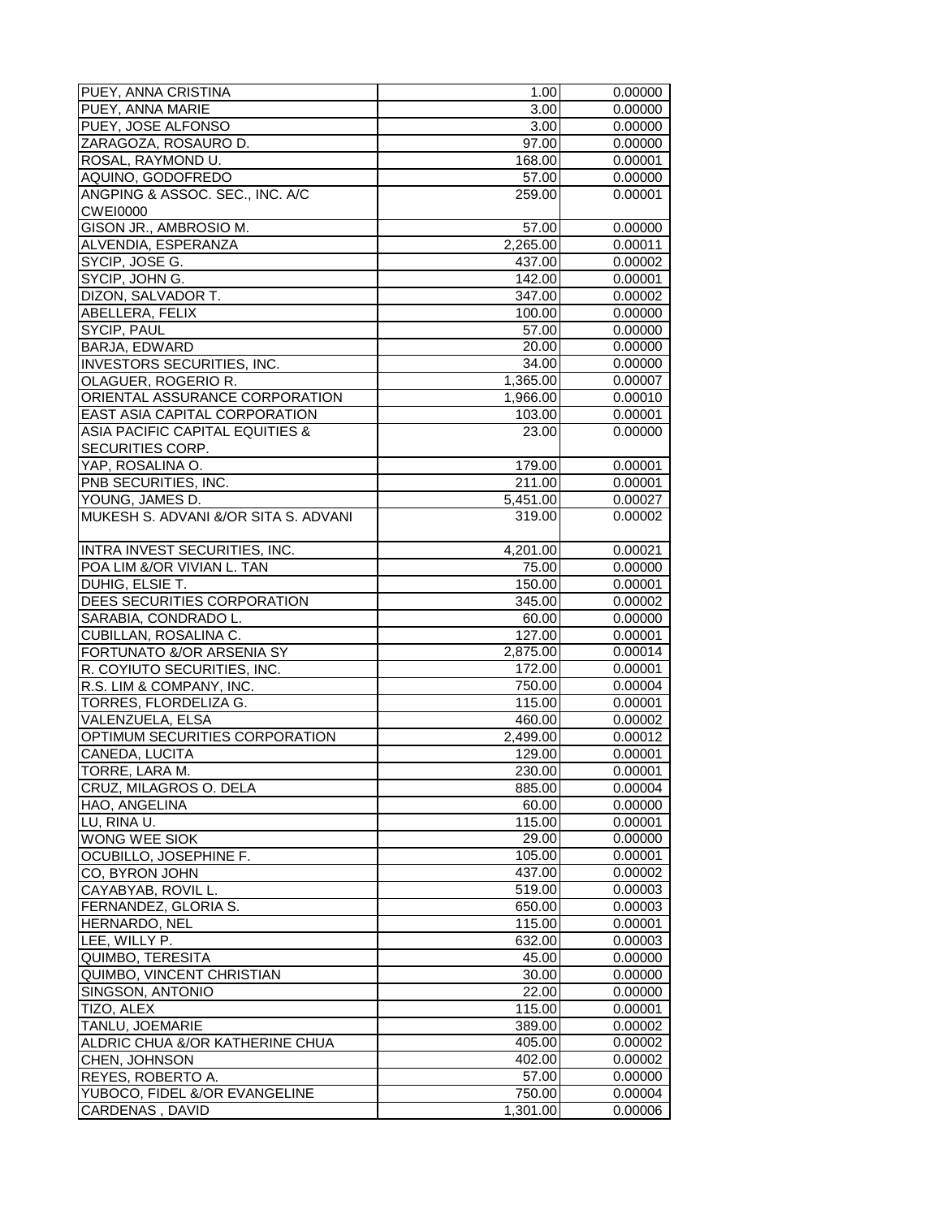| | | |
|---|---|---|
| PUEY, ANNA CRISTINA | 1.00 | 0.00000 |
| PUEY, ANNA MARIE | 3.00 | 0.00000 |
| PUEY, JOSE ALFONSO | 3.00 | 0.00000 |
| ZARAGOZA, ROSAURO D. | 97.00 | 0.00000 |
| ROSAL, RAYMOND U. | 168.00 | 0.00001 |
| AQUINO, GODOFREDO | 57.00 | 0.00000 |
| ANGPING & ASSOC. SEC., INC. A/C CWEI0000 | 259.00 | 0.00001 |
| GISON JR., AMBROSIO M. | 57.00 | 0.00000 |
| ALVENDIA, ESPERANZA | 2,265.00 | 0.00011 |
| SYCIP, JOSE G. | 437.00 | 0.00002 |
| SYCIP, JOHN G. | 142.00 | 0.00001 |
| DIZON, SALVADOR T. | 347.00 | 0.00002 |
| ABELLERA, FELIX | 100.00 | 0.00000 |
| SYCIP, PAUL | 57.00 | 0.00000 |
| BARJA, EDWARD | 20.00 | 0.00000 |
| INVESTORS SECURITIES, INC. | 34.00 | 0.00000 |
| OLAGUER, ROGERIO R. | 1,365.00 | 0.00007 |
| ORIENTAL ASSURANCE CORPORATION | 1,966.00 | 0.00010 |
| EAST ASIA CAPITAL CORPORATION | 103.00 | 0.00001 |
| ASIA PACIFIC CAPITAL EQUITIES & SECURITIES CORP. | 23.00 | 0.00000 |
| YAP, ROSALINA O. | 179.00 | 0.00001 |
| PNB SECURITIES, INC. | 211.00 | 0.00001 |
| YOUNG, JAMES D. | 5,451.00 | 0.00027 |
| MUKESH S. ADVANI &/OR SITA S. ADVANI | 319.00 | 0.00002 |
| INTRA INVEST SECURITIES, INC. | 4,201.00 | 0.00021 |
| POA LIM &/OR VIVIAN L. TAN | 75.00 | 0.00000 |
| DUHIG, ELSIE T. | 150.00 | 0.00001 |
| DEES SECURITIES CORPORATION | 345.00 | 0.00002 |
| SARABIA, CONDRADO L. | 60.00 | 0.00000 |
| CUBILLAN, ROSALINA C. | 127.00 | 0.00001 |
| FORTUNATO &/OR ARSENIA SY | 2,875.00 | 0.00014 |
| R. COYIUTO SECURITIES, INC. | 172.00 | 0.00001 |
| R.S. LIM & COMPANY, INC. | 750.00 | 0.00004 |
| TORRES, FLORDELIZA G. | 115.00 | 0.00001 |
| VALENZUELA, ELSA | 460.00 | 0.00002 |
| OPTIMUM SECURITIES CORPORATION | 2,499.00 | 0.00012 |
| CANEDA, LUCITA | 129.00 | 0.00001 |
| TORRE, LARA M. | 230.00 | 0.00001 |
| CRUZ, MILAGROS O. DELA | 885.00 | 0.00004 |
| HAO, ANGELINA | 60.00 | 0.00000 |
| LU, RINA U. | 115.00 | 0.00001 |
| WONG WEE SIOK | 29.00 | 0.00000 |
| OCUBILLO, JOSEPHINE F. | 105.00 | 0.00001 |
| CO, BYRON JOHN | 437.00 | 0.00002 |
| CAYABYAB, ROVIL L. | 519.00 | 0.00003 |
| FERNANDEZ, GLORIA S. | 650.00 | 0.00003 |
| HERNARDO, NEL | 115.00 | 0.00001 |
| LEE, WILLY P. | 632.00 | 0.00003 |
| QUIMBO, TERESITA | 45.00 | 0.00000 |
| QUIMBO, VINCENT CHRISTIAN | 30.00 | 0.00000 |
| SINGSON, ANTONIO | 22.00 | 0.00000 |
| TIZO, ALEX | 115.00 | 0.00001 |
| TANLU, JOEMARIE | 389.00 | 0.00002 |
| ALDRIC CHUA &/OR KATHERINE CHUA | 405.00 | 0.00002 |
| CHEN, JOHNSON | 402.00 | 0.00002 |
| REYES, ROBERTO A. | 57.00 | 0.00000 |
| YUBOCO, FIDEL &/OR EVANGELINE | 750.00 | 0.00004 |
| CARDENAS , DAVID | 1,301.00 | 0.00006 |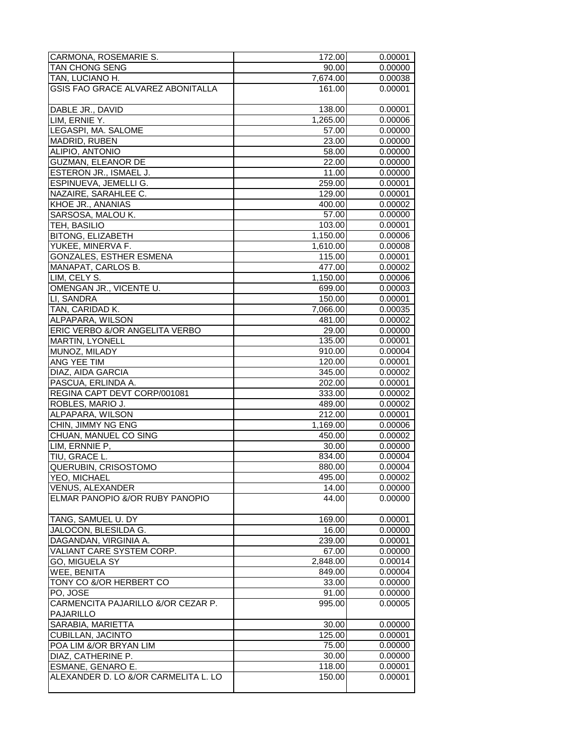| | | |
|---|---|---|
| CARMONA, ROSEMARIE S. | 172.00 | 0.00001 |
| TAN CHONG SENG | 90.00 | 0.00000 |
| TAN, LUCIANO H. | 7,674.00 | 0.00038 |
| GSIS FAO GRACE ALVAREZ ABONITALLA | 161.00 | 0.00001 |
| DABLE JR., DAVID | 138.00 | 0.00001 |
| LIM, ERNIE Y. | 1,265.00 | 0.00006 |
| LEGASPI, MA. SALOME | 57.00 | 0.00000 |
| MADRID, RUBEN | 23.00 | 0.00000 |
| ALIPIO, ANTONIO | 58.00 | 0.00000 |
| GUZMAN, ELEANOR DE | 22.00 | 0.00000 |
| ESTERON JR., ISMAEL J. | 11.00 | 0.00000 |
| ESPINUEVA, JEMELLI G. | 259.00 | 0.00001 |
| NAZAIRE, SARAHLEE C. | 129.00 | 0.00001 |
| KHOE JR., ANANIAS | 400.00 | 0.00002 |
| SARSOSA, MALOU K. | 57.00 | 0.00000 |
| TEH, BASILIO | 103.00 | 0.00001 |
| BITONG, ELIZABETH | 1,150.00 | 0.00006 |
| YUKEE, MINERVA F. | 1,610.00 | 0.00008 |
| GONZALES, ESTHER ESMENA | 115.00 | 0.00001 |
| MANAPAT, CARLOS B. | 477.00 | 0.00002 |
| LIM, CELY S. | 1,150.00 | 0.00006 |
| OMENGAN JR., VICENTE U. | 699.00 | 0.00003 |
| LI, SANDRA | 150.00 | 0.00001 |
| TAN, CARIDAD K. | 7,066.00 | 0.00035 |
| ALPAPARA, WILSON | 481.00 | 0.00002 |
| ERIC VERBO &/OR ANGELITA VERBO | 29.00 | 0.00000 |
| MARTIN, LYONELL | 135.00 | 0.00001 |
| MUNOZ, MILADY | 910.00 | 0.00004 |
| ANG YEE TIM | 120.00 | 0.00001 |
| DIAZ, AIDA GARCIA | 345.00 | 0.00002 |
| PASCUA, ERLINDA A. | 202.00 | 0.00001 |
| REGINA CAPT DEVT CORP/001081 | 333.00 | 0.00002 |
| ROBLES, MARIO J. | 489.00 | 0.00002 |
| ALPAPARA, WILSON | 212.00 | 0.00001 |
| CHIN, JIMMY NG ENG | 1,169.00 | 0.00006 |
| CHUAN, MANUEL CO SING | 450.00 | 0.00002 |
| LIM, ERNNIE P, | 30.00 | 0.00000 |
| TIU, GRACE L. | 834.00 | 0.00004 |
| QUERUBIN, CRISOSTOMO | 880.00 | 0.00004 |
| YEO, MICHAEL | 495.00 | 0.00002 |
| VENUS, ALEXANDER | 14.00 | 0.00000 |
| ELMAR PANOPIO &/OR RUBY PANOPIO | 44.00 | 0.00000 |
| TANG, SAMUEL U. DY | 169.00 | 0.00001 |
| JALOCON, BLESILDA G. | 16.00 | 0.00000 |
| DAGANDAN, VIRGINIA A. | 239.00 | 0.00001 |
| VALIANT CARE SYSTEM CORP. | 67.00 | 0.00000 |
| GO, MIGUELA SY | 2,848.00 | 0.00014 |
| WEE, BENITA | 849.00 | 0.00004 |
| TONY CO &/OR HERBERT CO | 33.00 | 0.00000 |
| PO, JOSE | 91.00 | 0.00000 |
| CARMENCITA PAJARILLO &/OR CEZAR P. PAJARILLO | 995.00 | 0.00005 |
| SARABIA, MARIETTA | 30.00 | 0.00000 |
| CUBILLAN, JACINTO | 125.00 | 0.00001 |
| POA LIM &/OR BRYAN LIM | 75.00 | 0.00000 |
| DIAZ, CATHERINE P. | 30.00 | 0.00000 |
| ESMANE, GENARO E. | 118.00 | 0.00001 |
| ALEXANDER D. LO &/OR CARMELITA L. LO | 150.00 | 0.00001 |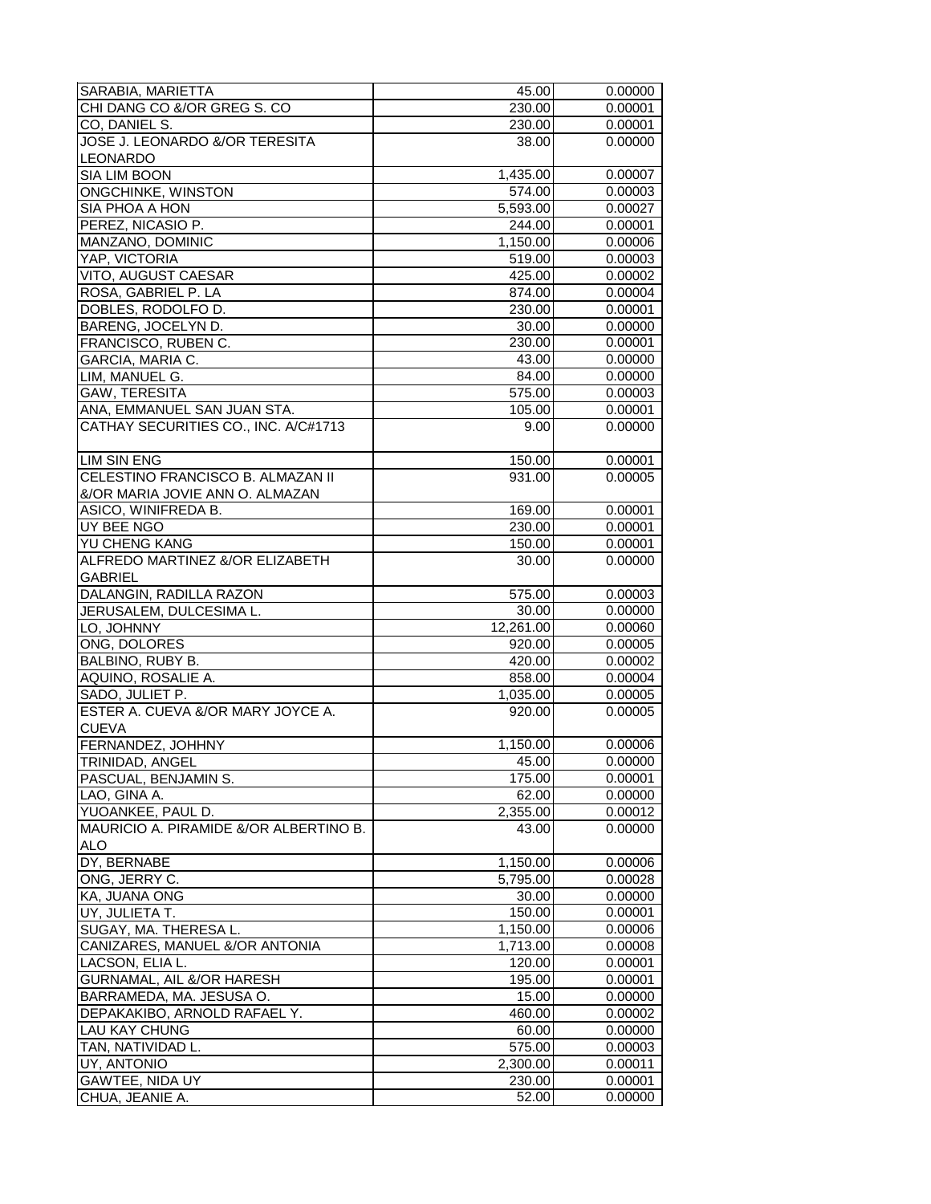| | | |
|---|---|---|
| SARABIA, MARIETTA | 45.00 | 0.00000 |
| CHI DANG CO &/OR GREG S. CO | 230.00 | 0.00001 |
| CO, DANIEL S. | 230.00 | 0.00001 |
| JOSE J. LEONARDO &/OR TERESITA LEONARDO | 38.00 | 0.00000 |
| SIA LIM BOON | 1,435.00 | 0.00007 |
| ONGCHINKE, WINSTON | 574.00 | 0.00003 |
| SIA PHOA A HON | 5,593.00 | 0.00027 |
| PEREZ, NICASIO P. | 244.00 | 0.00001 |
| MANZANO, DOMINIC | 1,150.00 | 0.00006 |
| YAP, VICTORIA | 519.00 | 0.00003 |
| VITO, AUGUST CAESAR | 425.00 | 0.00002 |
| ROSA, GABRIEL P. LA | 874.00 | 0.00004 |
| DOBLES, RODOLFO D. | 230.00 | 0.00001 |
| BARENG, JOCELYN D. | 30.00 | 0.00000 |
| FRANCISCO, RUBEN C. | 230.00 | 0.00001 |
| GARCIA, MARIA C. | 43.00 | 0.00000 |
| LIM, MANUEL G. | 84.00 | 0.00000 |
| GAW, TERESITA | 575.00 | 0.00003 |
| ANA, EMMANUEL SAN JUAN STA. | 105.00 | 0.00001 |
| CATHAY SECURITIES CO., INC. A/C#1713 | 9.00 | 0.00000 |
| LIM SIN ENG | 150.00 | 0.00001 |
| CELESTINO FRANCISCO B. ALMAZAN II &/OR MARIA JOVIE ANN O. ALMAZAN | 931.00 | 0.00005 |
| ASICO, WINIFREDA B. | 169.00 | 0.00001 |
| UY BEE NGO | 230.00 | 0.00001 |
| YU CHENG KANG | 150.00 | 0.00001 |
| ALFREDO MARTINEZ &/OR ELIZABETH GABRIEL | 30.00 | 0.00000 |
| DALANGIN, RADILLA RAZON | 575.00 | 0.00003 |
| JERUSALEM, DULCESIMA L. | 30.00 | 0.00000 |
| LO, JOHNNY | 12,261.00 | 0.00060 |
| ONG, DOLORES | 920.00 | 0.00005 |
| BALBINO, RUBY B. | 420.00 | 0.00002 |
| AQUINO, ROSALIE A. | 858.00 | 0.00004 |
| SADO, JULIET P. | 1,035.00 | 0.00005 |
| ESTER A. CUEVA &/OR MARY JOYCE A. CUEVA | 920.00 | 0.00005 |
| FERNANDEZ, JOHHNY | 1,150.00 | 0.00006 |
| TRINIDAD, ANGEL | 45.00 | 0.00000 |
| PASCUAL, BENJAMIN S. | 175.00 | 0.00001 |
| LAO, GINA A. | 62.00 | 0.00000 |
| YUOANKEE, PAUL D. | 2,355.00 | 0.00012 |
| MAURICIO A. PIRAMIDE &/OR ALBERTINO B. ALO | 43.00 | 0.00000 |
| DY, BERNABE | 1,150.00 | 0.00006 |
| ONG, JERRY C. | 5,795.00 | 0.00028 |
| KA, JUANA ONG | 30.00 | 0.00000 |
| UY, JULIETA T. | 150.00 | 0.00001 |
| SUGAY, MA. THERESA L. | 1,150.00 | 0.00006 |
| CANIZARES, MANUEL &/OR ANTONIA | 1,713.00 | 0.00008 |
| LACSON, ELIA L. | 120.00 | 0.00001 |
| GURNAMAL, AIL &/OR HARESH | 195.00 | 0.00001 |
| BARRAMEDA, MA. JESUSA O. | 15.00 | 0.00000 |
| DEPAKAKIBO, ARNOLD RAFAEL Y. | 460.00 | 0.00002 |
| LAU KAY CHUNG | 60.00 | 0.00000 |
| TAN, NATIVIDAD L. | 575.00 | 0.00003 |
| UY, ANTONIO | 2,300.00 | 0.00011 |
| GAWTEE, NIDA UY | 230.00 | 0.00001 |
| CHUA, JEANIE A. | 52.00 | 0.00000 |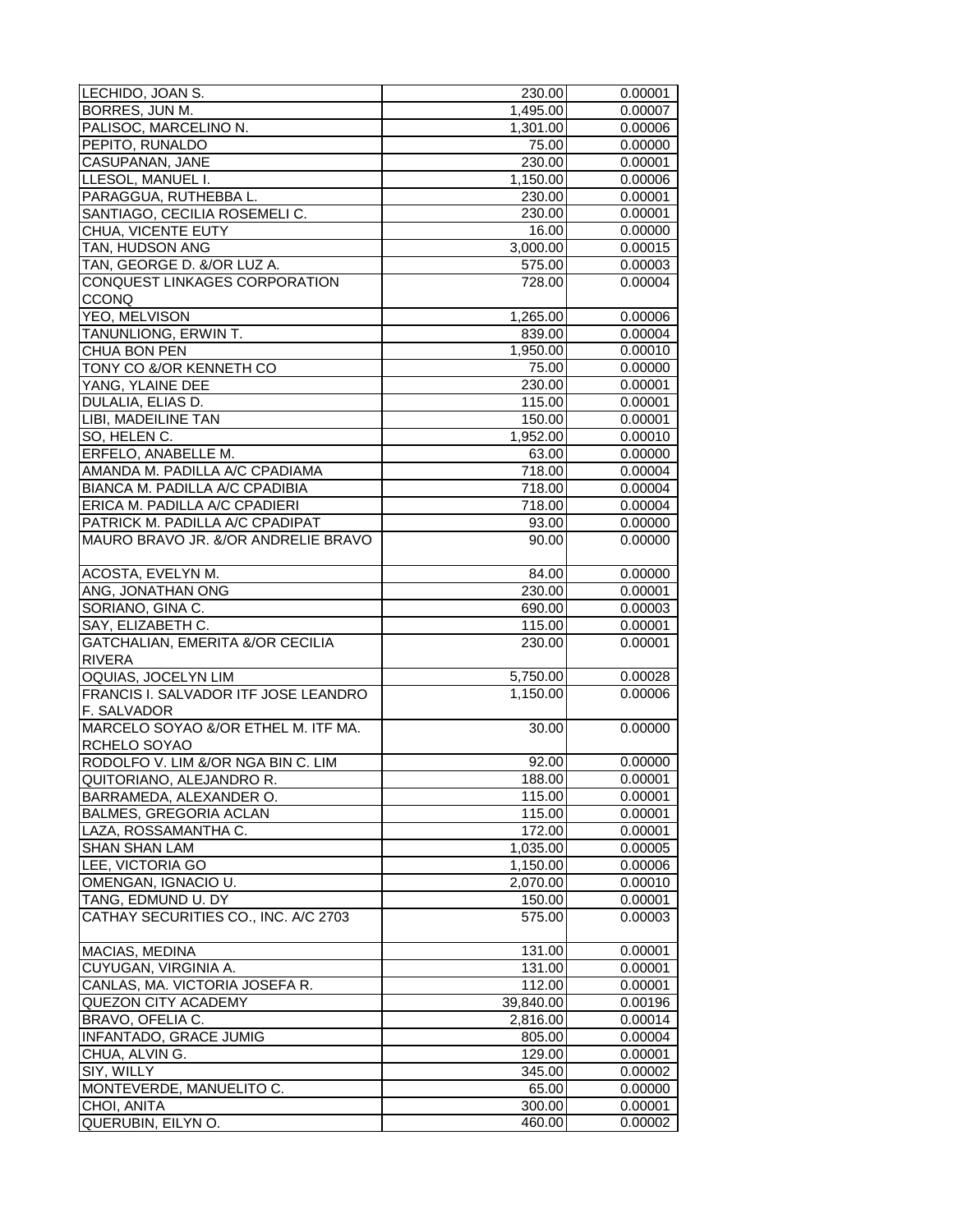| | | |
|---|---|---|
| LECHIDO, JOAN S. | 230.00 | 0.00001 |
| BORRES, JUN M. | 1,495.00 | 0.00007 |
| PALISOC, MARCELINO N. | 1,301.00 | 0.00006 |
| PEPITO, RUNALDO | 75.00 | 0.00000 |
| CASUPANAN, JANE | 230.00 | 0.00001 |
| LLESOL, MANUEL I. | 1,150.00 | 0.00006 |
| PARAGGUA, RUTHEBBA L. | 230.00 | 0.00001 |
| SANTIAGO, CECILIA ROSEMELI C. | 230.00 | 0.00001 |
| CHUA, VICENTE EUTY | 16.00 | 0.00000 |
| TAN, HUDSON ANG | 3,000.00 | 0.00015 |
| TAN, GEORGE D. &/OR LUZ A. | 575.00 | 0.00003 |
| CONQUEST LINKAGES CORPORATION CCONQ | 728.00 | 0.00004 |
| YEO, MELVISON | 1,265.00 | 0.00006 |
| TANUNLIONG, ERWIN T. | 839.00 | 0.00004 |
| CHUA BON PEN | 1,950.00 | 0.00010 |
| TONY CO &/OR KENNETH CO | 75.00 | 0.00000 |
| YANG, YLAINE DEE | 230.00 | 0.00001 |
| DULALIA, ELIAS D. | 115.00 | 0.00001 |
| LIBI, MADEILINE TAN | 150.00 | 0.00001 |
| SO, HELEN C. | 1,952.00 | 0.00010 |
| ERFELO, ANABELLE M. | 63.00 | 0.00000 |
| AMANDA M. PADILLA A/C CPADIAMA | 718.00 | 0.00004 |
| BIANCA M. PADILLA A/C CPADIBIA | 718.00 | 0.00004 |
| ERICA M. PADILLA A/C CPADIERI | 718.00 | 0.00004 |
| PATRICK M. PADILLA A/C CPADIPAT | 93.00 | 0.00000 |
| MAURO BRAVO JR. &/OR ANDRELIE BRAVO | 90.00 | 0.00000 |
| ACOSTA, EVELYN M. | 84.00 | 0.00000 |
| ANG, JONATHAN ONG | 230.00 | 0.00001 |
| SORIANO, GINA C. | 690.00 | 0.00003 |
| SAY, ELIZABETH C. | 115.00 | 0.00001 |
| GATCHALIAN, EMERITA &/OR CECILIA RIVERA | 230.00 | 0.00001 |
| OQUIAS, JOCELYN LIM | 5,750.00 | 0.00028 |
| FRANCIS I. SALVADOR ITF JOSE LEANDRO F. SALVADOR | 1,150.00 | 0.00006 |
| MARCELO SOYAO &/OR ETHEL M. ITF MA. RCHELO SOYAO | 30.00 | 0.00000 |
| RODOLFO V. LIM &/OR NGA BIN C. LIM | 92.00 | 0.00000 |
| QUITORIANO, ALEJANDRO R. | 188.00 | 0.00001 |
| BARRAMEDA, ALEXANDER O. | 115.00 | 0.00001 |
| BALMES, GREGORIA ACLAN | 115.00 | 0.00001 |
| LAZA, ROSSAMANTHA C. | 172.00 | 0.00001 |
| SHAN SHAN LAM | 1,035.00 | 0.00005 |
| LEE, VICTORIA GO | 1,150.00 | 0.00006 |
| OMENGAN, IGNACIO U. | 2,070.00 | 0.00010 |
| TANG, EDMUND U. DY | 150.00 | 0.00001 |
| CATHAY SECURITIES CO., INC. A/C 2703 | 575.00 | 0.00003 |
| MACIAS, MEDINA | 131.00 | 0.00001 |
| CUYUGAN, VIRGINIA A. | 131.00 | 0.00001 |
| CANLAS, MA. VICTORIA JOSEFA R. | 112.00 | 0.00001 |
| QUEZON CITY ACADEMY | 39,840.00 | 0.00196 |
| BRAVO, OFELIA C. | 2,816.00 | 0.00014 |
| INFANTADO, GRACE JUMIG | 805.00 | 0.00004 |
| CHUA, ALVIN G. | 129.00 | 0.00001 |
| SIY, WILLY | 345.00 | 0.00002 |
| MONTEVERDE, MANUELITO C. | 65.00 | 0.00000 |
| CHOI, ANITA | 300.00 | 0.00001 |
| QUERUBIN, EILYN O. | 460.00 | 0.00002 |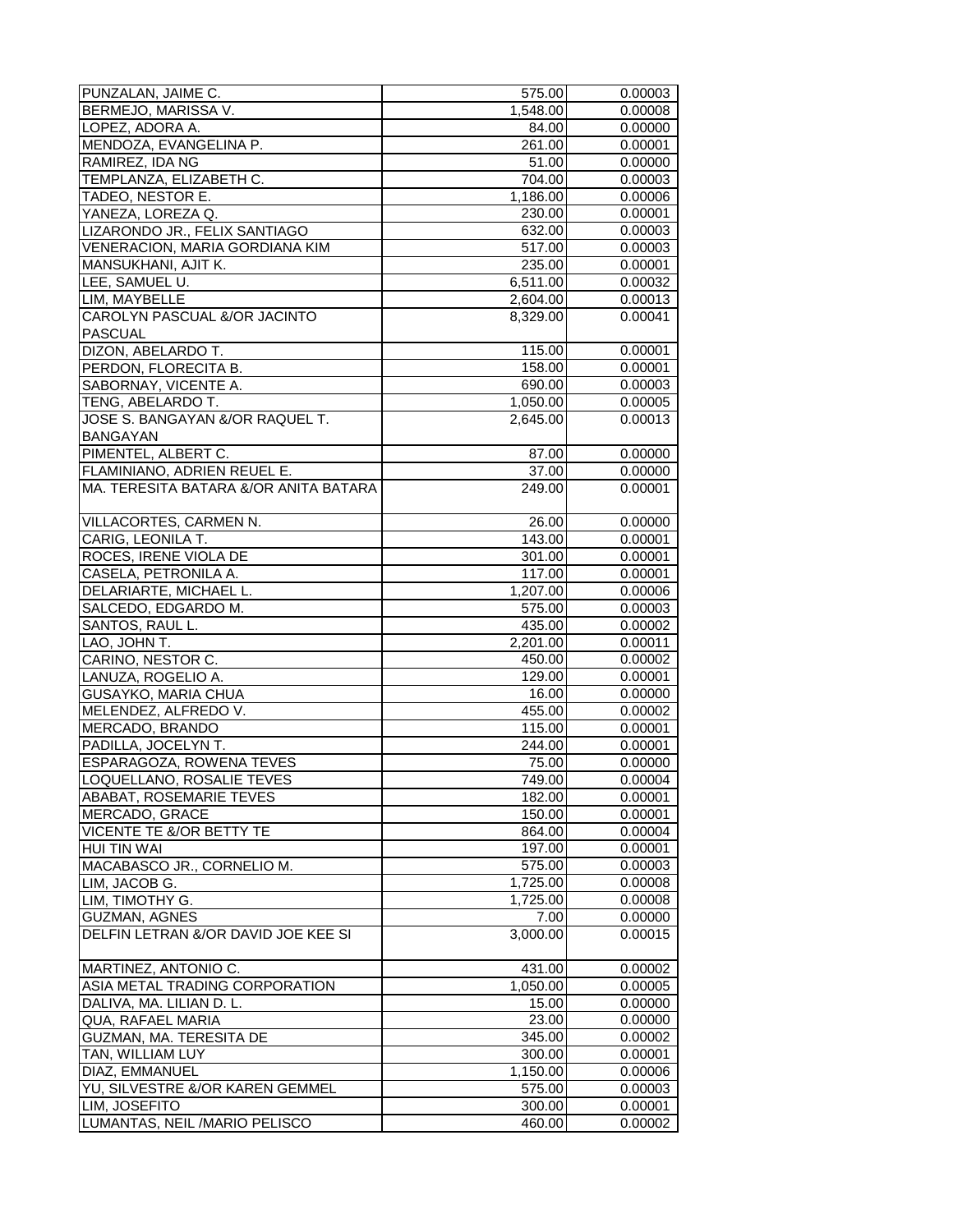| | | |
|---|---|---|
| PUNZALAN, JAIME C. | 575.00 | 0.00003 |
| BERMEJO, MARISSA V. | 1,548.00 | 0.00008 |
| LOPEZ, ADORA A. | 84.00 | 0.00000 |
| MENDOZA, EVANGELINA P. | 261.00 | 0.00001 |
| RAMIREZ, IDA NG | 51.00 | 0.00000 |
| TEMPLANZA, ELIZABETH C. | 704.00 | 0.00003 |
| TADEO, NESTOR E. | 1,186.00 | 0.00006 |
| YANEZA, LOREZA Q. | 230.00 | 0.00001 |
| LIZARONDO JR., FELIX SANTIAGO | 632.00 | 0.00003 |
| VENERACION, MARIA GORDIANA KIM | 517.00 | 0.00003 |
| MANSUKHANI, AJIT K. | 235.00 | 0.00001 |
| LEE, SAMUEL U. | 6,511.00 | 0.00032 |
| LIM, MAYBELLE | 2,604.00 | 0.00013 |
| CAROLYN PASCUAL &/OR JACINTO PASCUAL | 8,329.00 | 0.00041 |
| DIZON, ABELARDO T. | 115.00 | 0.00001 |
| PERDON, FLORECITA B. | 158.00 | 0.00001 |
| SABORNAY, VICENTE A. | 690.00 | 0.00003 |
| TENG, ABELARDO T. | 1,050.00 | 0.00005 |
| JOSE S. BANGAYAN &/OR RAQUEL T. BANGAYAN | 2,645.00 | 0.00013 |
| PIMENTEL, ALBERT C. | 87.00 | 0.00000 |
| FLAMINIANO, ADRIEN REUEL E. | 37.00 | 0.00000 |
| MA. TERESITA BATARA &/OR ANITA BATARA | 249.00 | 0.00001 |
| VILLACORTES, CARMEN N. | 26.00 | 0.00000 |
| CARIG, LEONILA T. | 143.00 | 0.00001 |
| ROCES, IRENE VIOLA DE | 301.00 | 0.00001 |
| CASELA, PETRONILA A. | 117.00 | 0.00001 |
| DELARIARTE, MICHAEL L. | 1,207.00 | 0.00006 |
| SALCEDO, EDGARDO M. | 575.00 | 0.00003 |
| SANTOS, RAUL L. | 435.00 | 0.00002 |
| LAO, JOHN T. | 2,201.00 | 0.00011 |
| CARINO, NESTOR C. | 450.00 | 0.00002 |
| LANUZA, ROGELIO A. | 129.00 | 0.00001 |
| GUSAYKO, MARIA CHUA | 16.00 | 0.00000 |
| MELENDEZ, ALFREDO V. | 455.00 | 0.00002 |
| MERCADO, BRANDO | 115.00 | 0.00001 |
| PADILLA, JOCELYN T. | 244.00 | 0.00001 |
| ESPARAGOZA, ROWENA TEVES | 75.00 | 0.00000 |
| LOQUELLANO, ROSALIE TEVES | 749.00 | 0.00004 |
| ABABAT, ROSEMARIE TEVES | 182.00 | 0.00001 |
| MERCADO, GRACE | 150.00 | 0.00001 |
| VICENTE TE &/OR BETTY TE | 864.00 | 0.00004 |
| HUI TIN WAI | 197.00 | 0.00001 |
| MACABASCO JR., CORNELIO M. | 575.00 | 0.00003 |
| LIM, JACOB G. | 1,725.00 | 0.00008 |
| LIM, TIMOTHY G. | 1,725.00 | 0.00008 |
| GUZMAN, AGNES | 7.00 | 0.00000 |
| DELFIN LETRAN &/OR DAVID JOE KEE SI | 3,000.00 | 0.00015 |
| MARTINEZ, ANTONIO C. | 431.00 | 0.00002 |
| ASIA METAL TRADING CORPORATION | 1,050.00 | 0.00005 |
| DALIVA, MA. LILIAN D. L. | 15.00 | 0.00000 |
| QUA, RAFAEL MARIA | 23.00 | 0.00000 |
| GUZMAN, MA. TERESITA DE | 345.00 | 0.00002 |
| TAN, WILLIAM LUY | 300.00 | 0.00001 |
| DIAZ, EMMANUEL | 1,150.00 | 0.00006 |
| YU, SILVESTRE &/OR KAREN GEMMEL | 575.00 | 0.00003 |
| LIM, JOSEFITO | 300.00 | 0.00001 |
| LUMANTAS, NEIL /MARIO PELISCO | 460.00 | 0.00002 |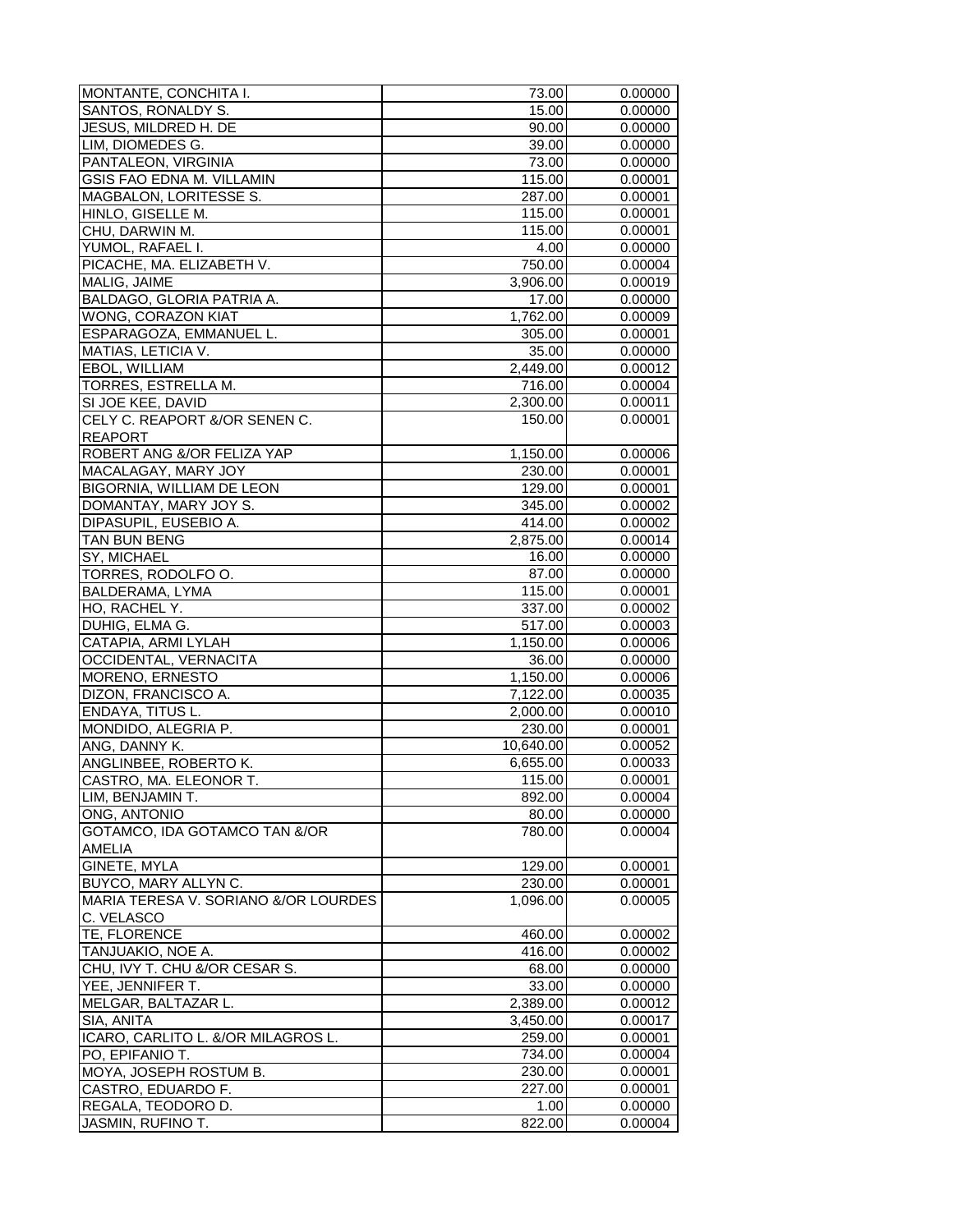| | | |
|---|---|---|
| MONTANTE, CONCHITA I. | 73.00 | 0.00000 |
| SANTOS, RONALDY S. | 15.00 | 0.00000 |
| JESUS, MILDRED H. DE | 90.00 | 0.00000 |
| LIM, DIOMEDES G. | 39.00 | 0.00000 |
| PANTALEON, VIRGINIA | 73.00 | 0.00000 |
| GSIS FAO EDNA M. VILLAMIN | 115.00 | 0.00001 |
| MAGBALON, LORITESSE S. | 287.00 | 0.00001 |
| HINLO, GISELLE M. | 115.00 | 0.00001 |
| CHU, DARWIN M. | 115.00 | 0.00001 |
| YUMOL, RAFAEL I. | 4.00 | 0.00000 |
| PICACHE, MA. ELIZABETH V. | 750.00 | 0.00004 |
| MALIG, JAIME | 3,906.00 | 0.00019 |
| BALDAGO, GLORIA PATRIA A. | 17.00 | 0.00000 |
| WONG, CORAZON KIAT | 1,762.00 | 0.00009 |
| ESPARAGOZA, EMMANUEL L. | 305.00 | 0.00001 |
| MATIAS, LETICIA V. | 35.00 | 0.00000 |
| EBOL, WILLIAM | 2,449.00 | 0.00012 |
| TORRES, ESTRELLA M. | 716.00 | 0.00004 |
| SI JOE KEE, DAVID | 2,300.00 | 0.00011 |
| CELY C. REAPORT &/OR SENEN C. REAPORT | 150.00 | 0.00001 |
| ROBERT ANG &/OR FELIZA YAP | 1,150.00 | 0.00006 |
| MACALAGAY, MARY JOY | 230.00 | 0.00001 |
| BIGORNIA, WILLIAM DE LEON | 129.00 | 0.00001 |
| DOMANTAY, MARY JOY S. | 345.00 | 0.00002 |
| DIPASUPIL, EUSEBIO A. | 414.00 | 0.00002 |
| TAN BUN BENG | 2,875.00 | 0.00014 |
| SY, MICHAEL | 16.00 | 0.00000 |
| TORRES, RODOLFO O. | 87.00 | 0.00000 |
| BALDERAMA, LYMA | 115.00 | 0.00001 |
| HO, RACHEL Y. | 337.00 | 0.00002 |
| DUHIG, ELMA G. | 517.00 | 0.00003 |
| CATAPIA, ARMI LYLAH | 1,150.00 | 0.00006 |
| OCCIDENTAL, VERNACITA | 36.00 | 0.00000 |
| MORENO, ERNESTO | 1,150.00 | 0.00006 |
| DIZON, FRANCISCO A. | 7,122.00 | 0.00035 |
| ENDAYA, TITUS L. | 2,000.00 | 0.00010 |
| MONDIDO, ALEGRIA P. | 230.00 | 0.00001 |
| ANG, DANNY K. | 10,640.00 | 0.00052 |
| ANGLINBEE, ROBERTO K. | 6,655.00 | 0.00033 |
| CASTRO, MA. ELEONOR T. | 115.00 | 0.00001 |
| LIM, BENJAMIN T. | 892.00 | 0.00004 |
| ONG, ANTONIO | 80.00 | 0.00000 |
| GOTAMCO, IDA GOTAMCO TAN &/OR AMELIA | 780.00 | 0.00004 |
| GINETE, MYLA | 129.00 | 0.00001 |
| BUYCO, MARY ALLYN C. | 230.00 | 0.00001 |
| MARIA TERESA V. SORIANO &/OR LOURDES C. VELASCO | 1,096.00 | 0.00005 |
| TE, FLORENCE | 460.00 | 0.00002 |
| TANJUAKIO, NOE A. | 416.00 | 0.00002 |
| CHU, IVY T. CHU &/OR CESAR S. | 68.00 | 0.00000 |
| YEE, JENNIFER T. | 33.00 | 0.00000 |
| MELGAR, BALTAZAR L. | 2,389.00 | 0.00012 |
| SIA, ANITA | 3,450.00 | 0.00017 |
| ICARO, CARLITO L. &/OR MILAGROS L. | 259.00 | 0.00001 |
| PO, EPIFANIO T. | 734.00 | 0.00004 |
| MOYA, JOSEPH ROSTUM B. | 230.00 | 0.00001 |
| CASTRO, EDUARDO F. | 227.00 | 0.00001 |
| REGALA, TEODORO D. | 1.00 | 0.00000 |
| JASMIN, RUFINO T. | 822.00 | 0.00004 |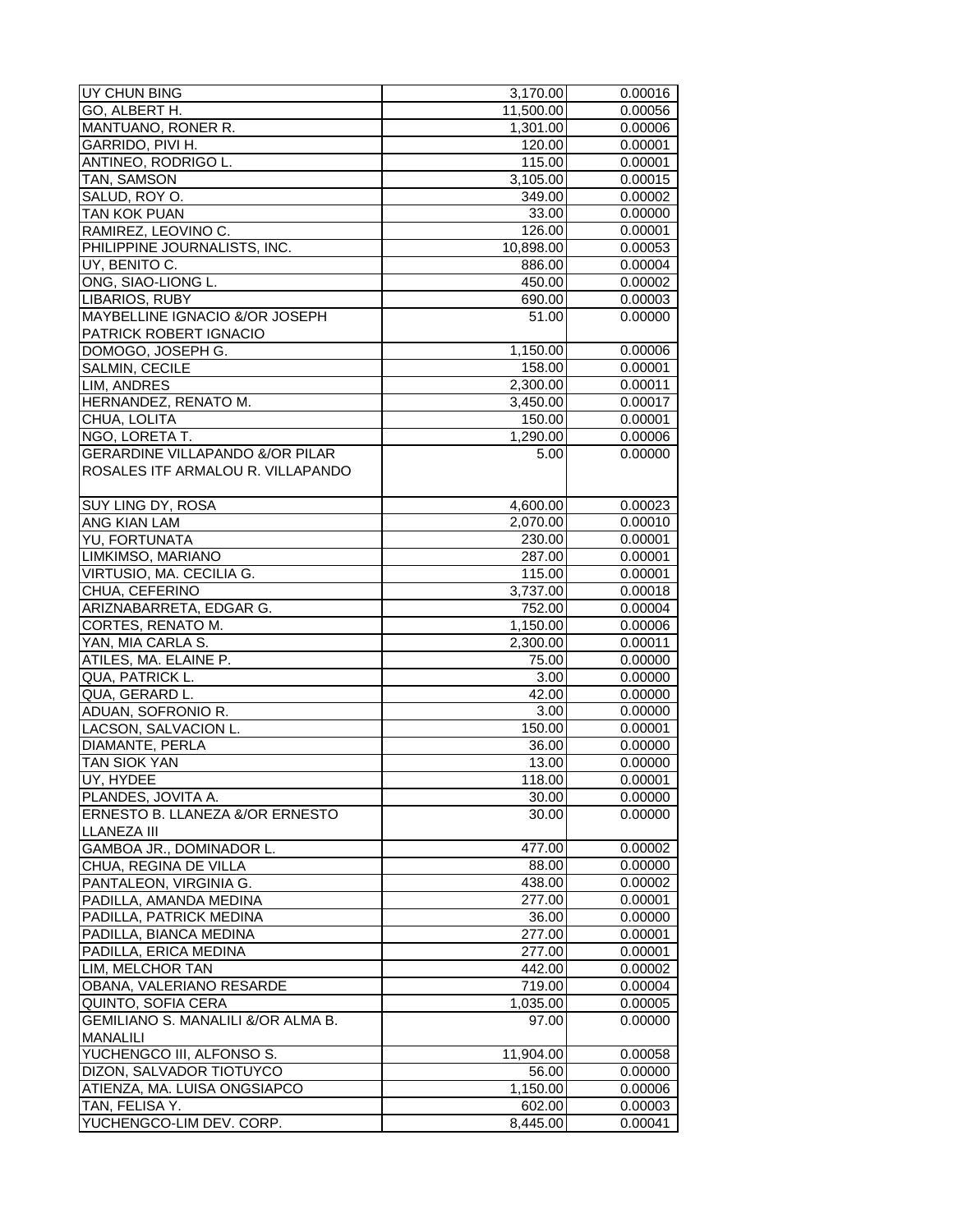| | | |
|---|---|---|
| UY CHUN BING | 3,170.00 | 0.00016 |
| GO, ALBERT H. | 11,500.00 | 0.00056 |
| MANTUANO, RONER R. | 1,301.00 | 0.00006 |
| GARRIDO, PIVI H. | 120.00 | 0.00001 |
| ANTINEO, RODRIGO L. | 115.00 | 0.00001 |
| TAN, SAMSON | 3,105.00 | 0.00015 |
| SALUD, ROY O. | 349.00 | 0.00002 |
| TAN KOK PUAN | 33.00 | 0.00000 |
| RAMIREZ, LEOVINO C. | 126.00 | 0.00001 |
| PHILIPPINE JOURNALISTS, INC. | 10,898.00 | 0.00053 |
| UY, BENITO C. | 886.00 | 0.00004 |
| ONG, SIAO-LIONG L. | 450.00 | 0.00002 |
| LIBARIOS, RUBY | 690.00 | 0.00003 |
| MAYBELLINE IGNACIO &/OR JOSEPH PATRICK ROBERT IGNACIO | 51.00 | 0.00000 |
| DOMOGO, JOSEPH G. | 1,150.00 | 0.00006 |
| SALMIN, CECILE | 158.00 | 0.00001 |
| LIM, ANDRES | 2,300.00 | 0.00011 |
| HERNANDEZ, RENATO M. | 3,450.00 | 0.00017 |
| CHUA, LOLITA | 150.00 | 0.00001 |
| NGO, LORETA T. | 1,290.00 | 0.00006 |
| GERARDINE VILLAPANDO &/OR PILAR ROSALES ITF ARMALOU R. VILLAPANDO | 5.00 | 0.00000 |
| SUY LING DY, ROSA | 4,600.00 | 0.00023 |
| ANG KIAN LAM | 2,070.00 | 0.00010 |
| YU, FORTUNATA | 230.00 | 0.00001 |
| LIMKIMSO, MARIANO | 287.00 | 0.00001 |
| VIRTUSIO, MA. CECILIA G. | 115.00 | 0.00001 |
| CHUA, CEFERINO | 3,737.00 | 0.00018 |
| ARIZNABARRETA, EDGAR G. | 752.00 | 0.00004 |
| CORTES, RENATO M. | 1,150.00 | 0.00006 |
| YAN, MIA CARLA S. | 2,300.00 | 0.00011 |
| ATILES, MA. ELAINE P. | 75.00 | 0.00000 |
| QUA, PATRICK L. | 3.00 | 0.00000 |
| QUA, GERARD L. | 42.00 | 0.00000 |
| ADUAN, SOFRONIO R. | 3.00 | 0.00000 |
| LACSON, SALVACION L. | 150.00 | 0.00001 |
| DIAMANTE, PERLA | 36.00 | 0.00000 |
| TAN SIOK YAN | 13.00 | 0.00000 |
| UY, HYDEE | 118.00 | 0.00001 |
| PLANDES, JOVITA A. | 30.00 | 0.00000 |
| ERNESTO B. LLANEZA &/OR ERNESTO LLANEZA III | 30.00 | 0.00000 |
| GAMBOA JR., DOMINADOR L. | 477.00 | 0.00002 |
| CHUA, REGINA DE VILLA | 88.00 | 0.00000 |
| PANTALEON, VIRGINIA G. | 438.00 | 0.00002 |
| PADILLA, AMANDA MEDINA | 277.00 | 0.00001 |
| PADILLA, PATRICK MEDINA | 36.00 | 0.00000 |
| PADILLA, BIANCA MEDINA | 277.00 | 0.00001 |
| PADILLA, ERICA MEDINA | 277.00 | 0.00001 |
| LIM, MELCHOR TAN | 442.00 | 0.00002 |
| OBANA, VALERIANO RESARDE | 719.00 | 0.00004 |
| QUINTO, SOFIA CERA | 1,035.00 | 0.00005 |
| GEMILIANO S. MANALILI &/OR ALMA B. MANALILI | 97.00 | 0.00000 |
| YUCHENGCO III, ALFONSO S. | 11,904.00 | 0.00058 |
| DIZON, SALVADOR TIOTUYCO | 56.00 | 0.00000 |
| ATIENZA, MA. LUISA ONGSIAPCO | 1,150.00 | 0.00006 |
| TAN, FELISA Y. | 602.00 | 0.00003 |
| YUCHENGCO-LIM DEV. CORP. | 8,445.00 | 0.00041 |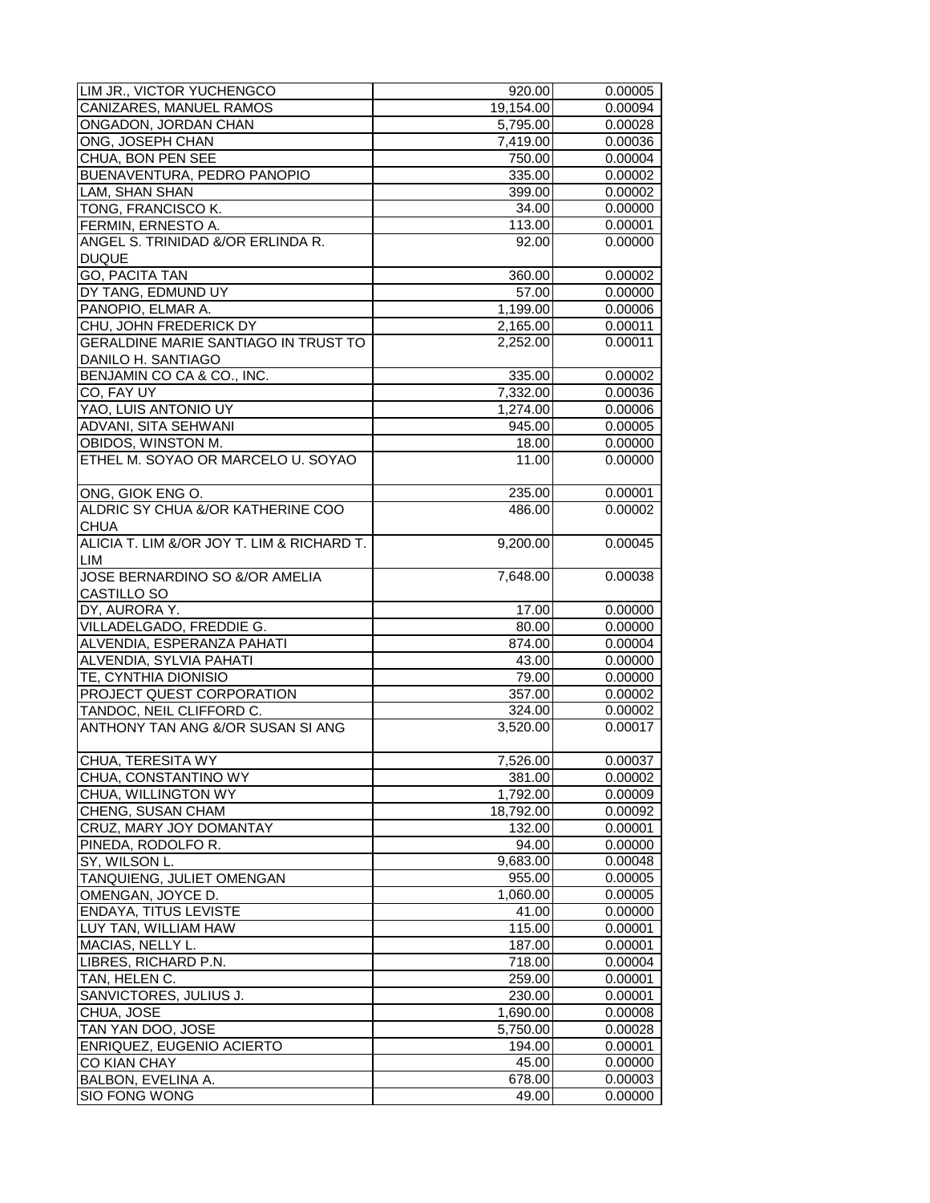| | | |
|---|---|---|
| LIM JR., VICTOR YUCHENGCO | 920.00 | 0.00005 |
| CANIZARES, MANUEL RAMOS | 19,154.00 | 0.00094 |
| ONGADON, JORDAN CHAN | 5,795.00 | 0.00028 |
| ONG, JOSEPH CHAN | 7,419.00 | 0.00036 |
| CHUA, BON PEN SEE | 750.00 | 0.00004 |
| BUENAVENTURA, PEDRO PANOPIO | 335.00 | 0.00002 |
| LAM, SHAN SHAN | 399.00 | 0.00002 |
| TONG, FRANCISCO K. | 34.00 | 0.00000 |
| FERMIN, ERNESTO A. | 113.00 | 0.00001 |
| ANGEL S. TRINIDAD &/OR ERLINDA R. DUQUE | 92.00 | 0.00000 |
| GO, PACITA TAN | 360.00 | 0.00002 |
| DY TANG, EDMUND UY | 57.00 | 0.00000 |
| PANOPIO, ELMAR A. | 1,199.00 | 0.00006 |
| CHU, JOHN FREDERICK DY | 2,165.00 | 0.00011 |
| GERALDINE MARIE SANTIAGO IN TRUST TO DANILO H. SANTIAGO | 2,252.00 | 0.00011 |
| BENJAMIN CO CA & CO., INC. | 335.00 | 0.00002 |
| CO, FAY UY | 7,332.00 | 0.00036 |
| YAO, LUIS ANTONIO UY | 1,274.00 | 0.00006 |
| ADVANI, SITA SEHWANI | 945.00 | 0.00005 |
| OBIDOS, WINSTON M. | 18.00 | 0.00000 |
| ETHEL M. SOYAO OR MARCELO U. SOYAO | 11.00 | 0.00000 |
| ONG, GIOK ENG O. | 235.00 | 0.00001 |
| ALDRIC SY CHUA &/OR KATHERINE COO CHUA | 486.00 | 0.00002 |
| ALICIA T. LIM &/OR JOY T. LIM & RICHARD T. LIM | 9,200.00 | 0.00045 |
| JOSE BERNARDINO SO &/OR AMELIA CASTILLO SO | 7,648.00 | 0.00038 |
| DY, AURORA Y. | 17.00 | 0.00000 |
| VILLADELGADO, FREDDIE G. | 80.00 | 0.00000 |
| ALVENDIA, ESPERANZA PAHATI | 874.00 | 0.00004 |
| ALVENDIA, SYLVIA PAHATI | 43.00 | 0.00000 |
| TE, CYNTHIA DIONISIO | 79.00 | 0.00000 |
| PROJECT QUEST CORPORATION | 357.00 | 0.00002 |
| TANDOC, NEIL CLIFFORD C. | 324.00 | 0.00002 |
| ANTHONY TAN ANG &/OR SUSAN SI ANG | 3,520.00 | 0.00017 |
| CHUA, TERESITA WY | 7,526.00 | 0.00037 |
| CHUA, CONSTANTINO WY | 381.00 | 0.00002 |
| CHUA, WILLINGTON WY | 1,792.00 | 0.00009 |
| CHENG, SUSAN CHAM | 18,792.00 | 0.00092 |
| CRUZ, MARY JOY DOMANTAY | 132.00 | 0.00001 |
| PINEDA, RODOLFO R. | 94.00 | 0.00000 |
| SY, WILSON L. | 9,683.00 | 0.00048 |
| TANQUIENG, JULIET OMENGAN | 955.00 | 0.00005 |
| OMENGAN, JOYCE D. | 1,060.00 | 0.00005 |
| ENDAYA, TITUS LEVISTE | 41.00 | 0.00000 |
| LUY TAN, WILLIAM HAW | 115.00 | 0.00001 |
| MACIAS, NELLY L. | 187.00 | 0.00001 |
| LIBRES, RICHARD P.N. | 718.00 | 0.00004 |
| TAN, HELEN C. | 259.00 | 0.00001 |
| SANVICTORES, JULIUS J. | 230.00 | 0.00001 |
| CHUA, JOSE | 1,690.00 | 0.00008 |
| TAN YAN DOO, JOSE | 5,750.00 | 0.00028 |
| ENRIQUEZ, EUGENIO ACIERTO | 194.00 | 0.00001 |
| CO KIAN CHAY | 45.00 | 0.00000 |
| BALBON, EVELINA A. | 678.00 | 0.00003 |
| SIO FONG WONG | 49.00 | 0.00000 |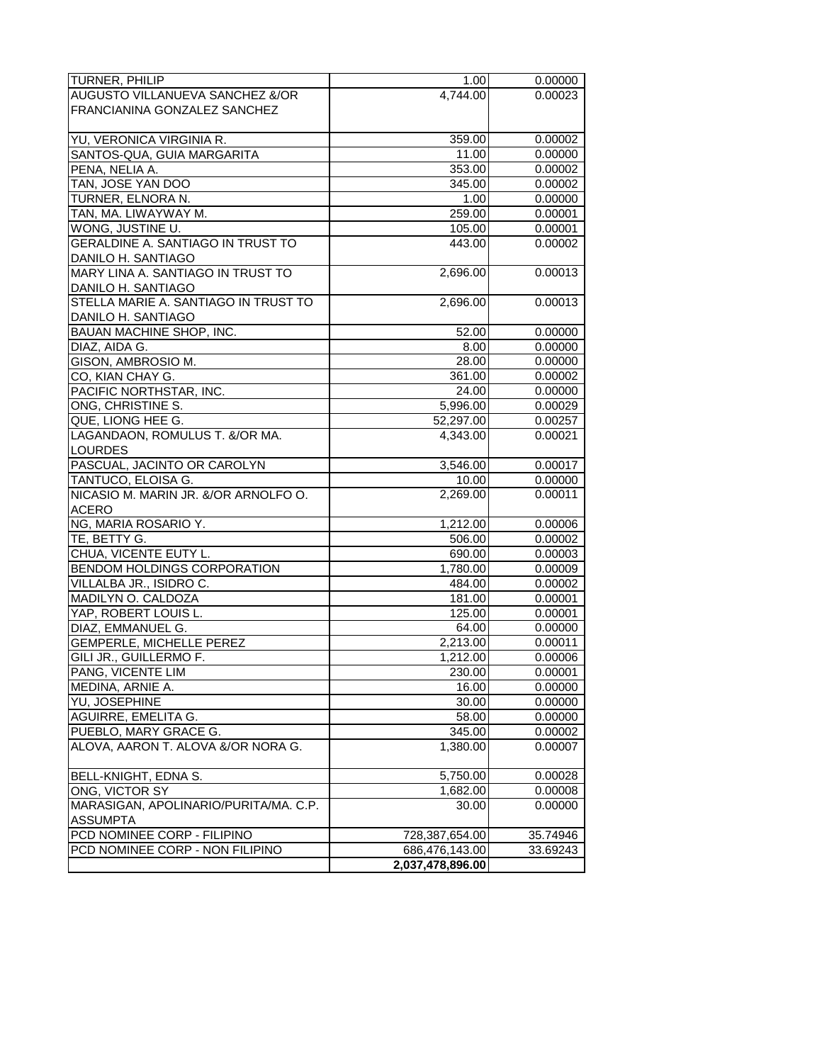| | | |
|---|---|---|
| TURNER, PHILIP | 1.00 | 0.00000 |
| AUGUSTO VILLANUEVA SANCHEZ &/OR FRANCIANINA GONZALEZ SANCHEZ | 4,744.00 | 0.00023 |
| YU, VERONICA VIRGINIA R. | 359.00 | 0.00002 |
| SANTOS-QUA, GUIA MARGARITA | 11.00 | 0.00000 |
| PENA, NELIA A. | 353.00 | 0.00002 |
| TAN, JOSE YAN DOO | 345.00 | 0.00002 |
| TURNER, ELNORA N. | 1.00 | 0.00000 |
| TAN, MA. LIWAYWAY M. | 259.00 | 0.00001 |
| WONG, JUSTINE U. | 105.00 | 0.00001 |
| GERALDINE A. SANTIAGO IN TRUST TO DANILO H. SANTIAGO | 443.00 | 0.00002 |
| MARY LINA A. SANTIAGO IN TRUST TO DANILO H. SANTIAGO | 2,696.00 | 0.00013 |
| STELLA MARIE A. SANTIAGO IN TRUST TO DANILO H. SANTIAGO | 2,696.00 | 0.00013 |
| BAUAN MACHINE SHOP, INC. | 52.00 | 0.00000 |
| DIAZ, AIDA G. | 8.00 | 0.00000 |
| GISON, AMBROSIO M. | 28.00 | 0.00000 |
| CO, KIAN CHAY G. | 361.00 | 0.00002 |
| PACIFIC NORTHSTAR, INC. | 24.00 | 0.00000 |
| ONG, CHRISTINE S. | 5,996.00 | 0.00029 |
| QUE, LIONG HEE G. | 52,297.00 | 0.00257 |
| LAGANDAON, ROMULUS T. &/OR MA. LOURDES | 4,343.00 | 0.00021 |
| PASCUAL, JACINTO OR CAROLYN | 3,546.00 | 0.00017 |
| TANTUCO, ELOISA G. | 10.00 | 0.00000 |
| NICASIO M. MARIN JR. &/OR ARNOLFO O. ACERO | 2,269.00 | 0.00011 |
| NG, MARIA ROSARIO Y. | 1,212.00 | 0.00006 |
| TE, BETTY G. | 506.00 | 0.00002 |
| CHUA, VICENTE EUTY L. | 690.00 | 0.00003 |
| BENDOM HOLDINGS CORPORATION | 1,780.00 | 0.00009 |
| VILLALBA JR., ISIDRO C. | 484.00 | 0.00002 |
| MADILYN O. CALDOZA | 181.00 | 0.00001 |
| YAP, ROBERT LOUIS L. | 125.00 | 0.00001 |
| DIAZ, EMMANUEL G. | 64.00 | 0.00000 |
| GEMPERLE, MICHELLE PEREZ | 2,213.00 | 0.00011 |
| GILI JR., GUILLERMO F. | 1,212.00 | 0.00006 |
| PANG, VICENTE LIM | 230.00 | 0.00001 |
| MEDINA, ARNIE A. | 16.00 | 0.00000 |
| YU, JOSEPHINE | 30.00 | 0.00000 |
| AGUIRRE, EMELITA G. | 58.00 | 0.00000 |
| PUEBLO, MARY GRACE G. | 345.00 | 0.00002 |
| ALOVA, AARON T. ALOVA &/OR NORA G. | 1,380.00 | 0.00007 |
| BELL-KNIGHT, EDNA S. | 5,750.00 | 0.00028 |
| ONG, VICTOR SY | 1,682.00 | 0.00008 |
| MARASIGAN, APOLINARIO/PURITA/MA. C.P. ASSUMPTA | 30.00 | 0.00000 |
| PCD NOMINEE CORP - FILIPINO | 728,387,654.00 | 35.74946 |
| PCD NOMINEE CORP - NON FILIPINO | 686,476,143.00 | 33.69243 |
| | **2,037,478,896.00** | |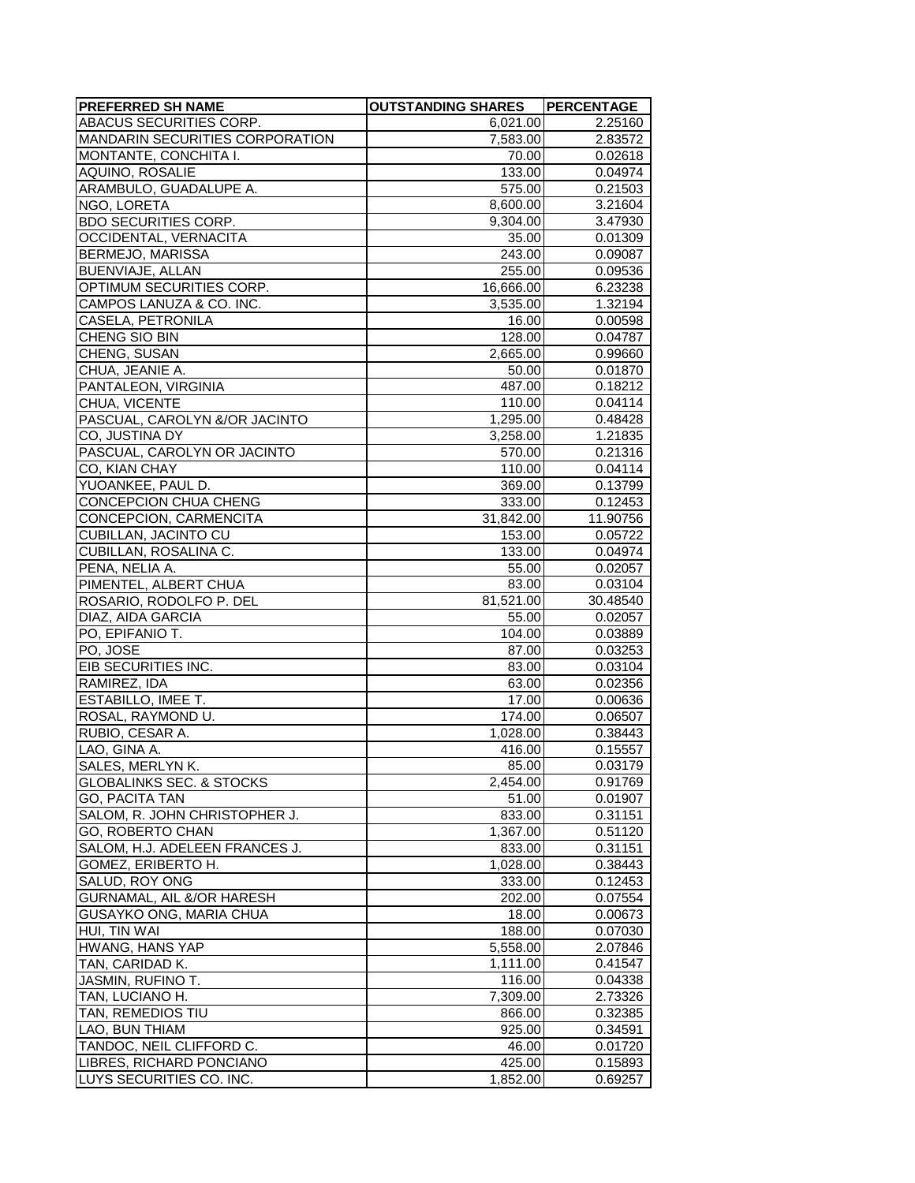| PREFERRED SH NAME | OUTSTANDING SHARES | PERCENTAGE |
|---|---|---|
| ABACUS SECURITIES CORP. | 6,021.00 | 2.25160 |
| MANDARIN SECURITIES CORPORATION | 7,583.00 | 2.83572 |
| MONTANTE, CONCHITA I. | 70.00 | 0.02618 |
| AQUINO, ROSALIE | 133.00 | 0.04974 |
| ARAMBULO, GUADALUPE A. | 575.00 | 0.21503 |
| NGO, LORETA | 8,600.00 | 3.21604 |
| BDO SECURITIES CORP. | 9,304.00 | 3.47930 |
| OCCIDENTAL, VERNACITA | 35.00 | 0.01309 |
| BERMEJO, MARISSA | 243.00 | 0.09087 |
| BUENVIAJE, ALLAN | 255.00 | 0.09536 |
| OPTIMUM SECURITIES CORP. | 16,666.00 | 6.23238 |
| CAMPOS LANUZA & CO. INC. | 3,535.00 | 1.32194 |
| CASELA, PETRONILA | 16.00 | 0.00598 |
| CHENG SIO BIN | 128.00 | 0.04787 |
| CHENG, SUSAN | 2,665.00 | 0.99660 |
| CHUA, JEANIE A. | 50.00 | 0.01870 |
| PANTALEON, VIRGINIA | 487.00 | 0.18212 |
| CHUA, VICENTE | 110.00 | 0.04114 |
| PASCUAL, CAROLYN &/OR JACINTO | 1,295.00 | 0.48428 |
| CO, JUSTINA DY | 3,258.00 | 1.21835 |
| PASCUAL, CAROLYN OR JACINTO | 570.00 | 0.21316 |
| CO, KIAN CHAY | 110.00 | 0.04114 |
| YUOANKEE, PAUL D. | 369.00 | 0.13799 |
| CONCEPCION CHUA CHENG | 333.00 | 0.12453 |
| CONCEPCION, CARMENCITA | 31,842.00 | 11.90756 |
| CUBILLAN, JACINTO CU | 153.00 | 0.05722 |
| CUBILLAN, ROSALINA C. | 133.00 | 0.04974 |
| PENA, NELIA A. | 55.00 | 0.02057 |
| PIMENTEL, ALBERT CHUA | 83.00 | 0.03104 |
| ROSARIO, RODOLFO P. DEL | 81,521.00 | 30.48540 |
| DIAZ, AIDA GARCIA | 55.00 | 0.02057 |
| PO, EPIFANIO T. | 104.00 | 0.03889 |
| PO, JOSE | 87.00 | 0.03253 |
| EIB SECURITIES INC. | 83.00 | 0.03104 |
| RAMIREZ, IDA | 63.00 | 0.02356 |
| ESTABILLO, IMEE T. | 17.00 | 0.00636 |
| ROSAL, RAYMOND U. | 174.00 | 0.06507 |
| RUBIO, CESAR A. | 1,028.00 | 0.38443 |
| LAO, GINA A. | 416.00 | 0.15557 |
| SALES, MERLYN K. | 85.00 | 0.03179 |
| GLOBALINKS SEC. & STOCKS | 2,454.00 | 0.91769 |
| GO, PACITA TAN | 51.00 | 0.01907 |
| SALOM, R. JOHN CHRISTOPHER J. | 833.00 | 0.31151 |
| GO, ROBERTO CHAN | 1,367.00 | 0.51120 |
| SALOM, H.J. ADELEEN FRANCES J. | 833.00 | 0.31151 |
| GOMEZ, ERIBERTO H. | 1,028.00 | 0.38443 |
| SALUD, ROY ONG | 333.00 | 0.12453 |
| GURNAMAL, AIL &/OR HARESH | 202.00 | 0.07554 |
| GUSAYKO ONG, MARIA CHUA | 18.00 | 0.00673 |
| HUI, TIN WAI | 188.00 | 0.07030 |
| HWANG, HANS YAP | 5,558.00 | 2.07846 |
| TAN, CARIDAD K. | 1,111.00 | 0.41547 |
| JASMIN, RUFINO T. | 116.00 | 0.04338 |
| TAN, LUCIANO H. | 7,309.00 | 2.73326 |
| TAN, REMEDIOS TIU | 866.00 | 0.32385 |
| LAO, BUN THIAM | 925.00 | 0.34591 |
| TANDOC, NEIL CLIFFORD C. | 46.00 | 0.01720 |
| LIBRES, RICHARD PONCIANO | 425.00 | 0.15893 |
| LUYS SECURITIES CO. INC. | 1,852.00 | 0.69257 |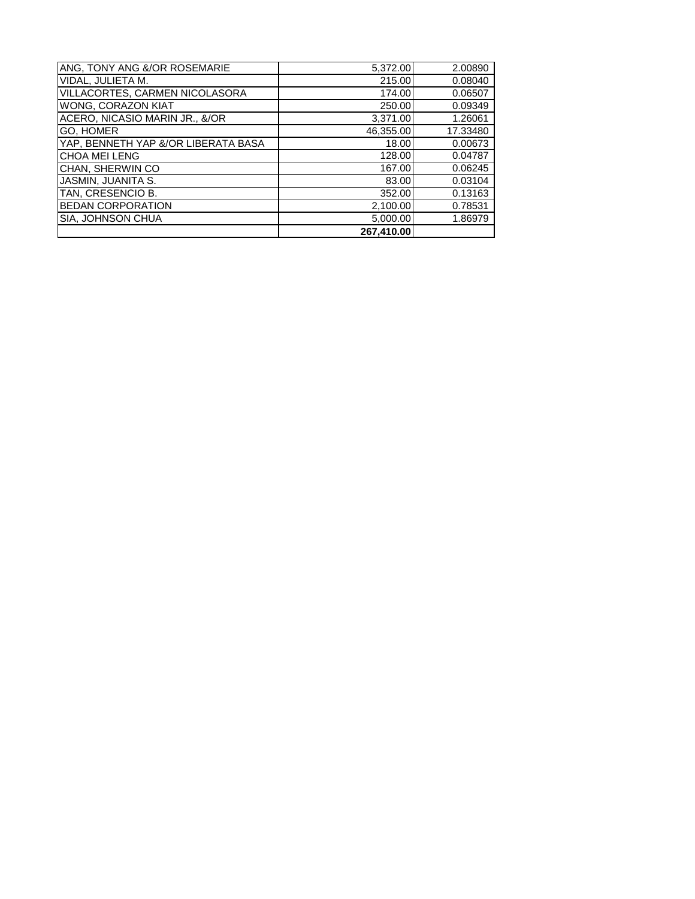| | | |
|---|---|---|
| ANG, TONY ANG &/OR ROSEMARIE | 5,372.00 | 2.00890 |
| VIDAL, JULIETA M. | 215.00 | 0.08040 |
| VILLACORTES, CARMEN NICOLASORA | 174.00 | 0.06507 |
| WONG, CORAZON KIAT | 250.00 | 0.09349 |
| ACERO, NICASIO MARIN JR., &/OR | 3,371.00 | 1.26061 |
| GO, HOMER | 46,355.00 | 17.33480 |
| YAP, BENNETH YAP &/OR LIBERATA BASA | 18.00 | 0.00673 |
| CHOA MEI LENG | 128.00 | 0.04787 |
| CHAN, SHERWIN CO | 167.00 | 0.06245 |
| JASMIN, JUANITA S. | 83.00 | 0.03104 |
| TAN, CRESENCIO B. | 352.00 | 0.13163 |
| BEDAN CORPORATION | 2,100.00 | 0.78531 |
| SIA, JOHNSON CHUA | 5,000.00 | 1.86979 |
| | **267,410.00** | |